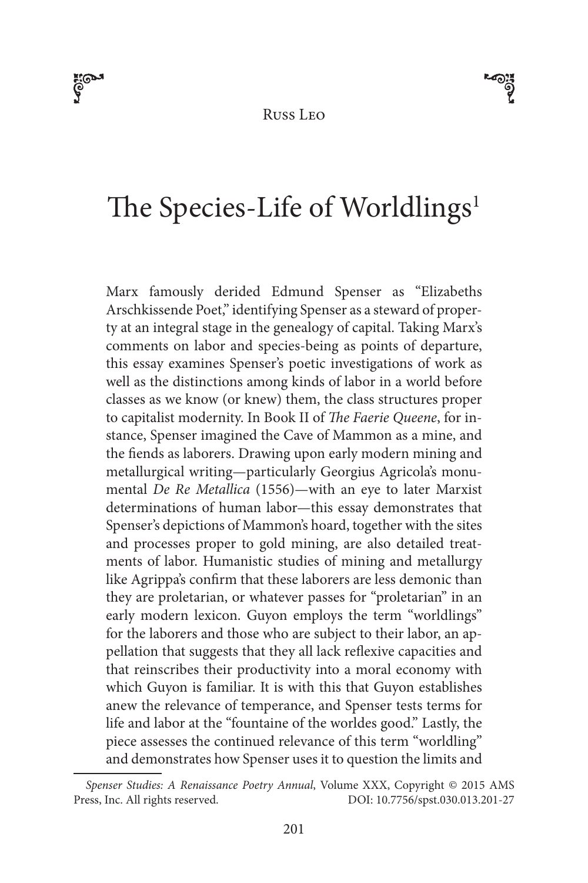Russ Leo

# The Species-Life of Worldlings[1]

Marx famously derided Edmund Spenser as "Elizabeths Arschkissende Poet," identifying Spenser as a steward of property at an integral stage in the genealogy of capital. Taking Marx's comments on labor and species-being as points of departure, this essay examines Spenser's poetic investigations of work as well as the distinctions among kinds of labor in a world before classes as we know (or knew) them, the class structures proper to capitalist modernity. In Book II of *The Faerie Queene*, for instance, Spenser imagined the Cave of Mammon as a mine, and the fiends as laborers. Drawing upon early modern mining and metallurgical writing—particularly Georgius Agricola's monumental *De Re Metallica* (1556)—with an eye to later Marxist determinations of human labor—this essay demonstrates that Spenser's depictions of Mammon's hoard, together with the sites and processes proper to gold mining, are also detailed treatments of labor. Humanistic studies of mining and metallurgy like Agrippa's confirm that these laborers are less demonic than they are proletarian, or whatever passes for "proletarian" in an early modern lexicon. Guyon employs the term "worldlings" for the laborers and those who are subject to their labor, an appellation that suggests that they all lack reflexive capacities and that reinscribes their productivity into a moral economy with which Guyon is familiar. It is with this that Guyon establishes anew the relevance of temperance, and Spenser tests terms for life and labor at the "fountaine of the worldes good." Lastly, the piece assesses the continued relevance of this term "worldling" and demonstrates how Spenser uses it to question the limits and

---

*Spenser Studies: A Renaissance Poetry Annual*, Volume XXX, Copyright © 2015 AMS Press, Inc. All rights reserved. DOI: 10.7756/spst.030.013.201-27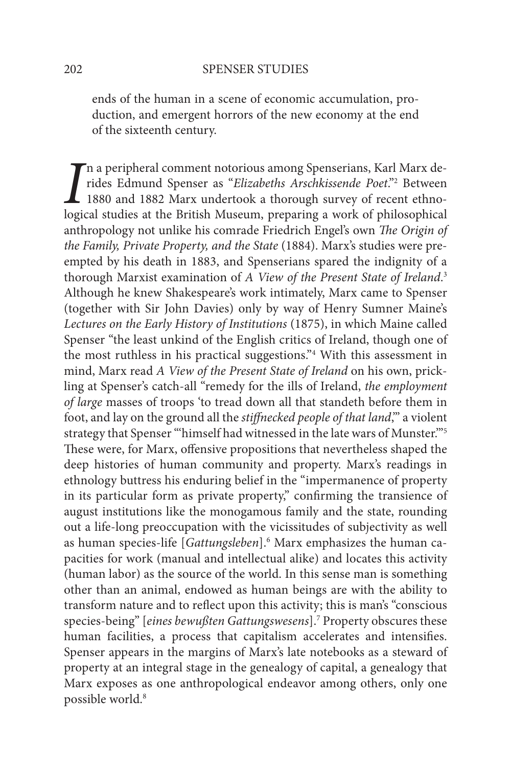ends of the human in a scene of economic accumulation, production, and emergent horrors of the new economy at the end of the sixteenth century.

In a peripheral comment notorious among Spenserians, Karl Marx derides Edmund Spenser as "*Elizabeths Arschkissende Poet*."[2] Between 1880 and 1882 Marx undertook a thorough survey of recent ethnological studies at the British Museum, preparing a work of philosophical anthropology not unlike his comrade Friedrich Engel's own *The Origin of the Family, Private Property, and the State* (1884). Marx's studies were preempted by his death in 1883, and Spenserians spared the indignity of a thorough Marxist examination of *A View of the Present State of Ireland*.[3] Although he knew Shakespeare's work intimately, Marx came to Spenser (together with Sir John Davies) only by way of Henry Sumner Maine's *Lectures on the Early History of Institutions* (1875), in which Maine called Spenser "the least unkind of the English critics of Ireland, though one of the most ruthless in his practical suggestions."[4] With this assessment in mind, Marx read *A View of the Present State of Ireland* on his own, prickling at Spenser's catch-all "remedy for the ills of Ireland, *the employment of large* masses of troops 'to tread down all that standeth before them in foot, and lay on the ground all the *stiffnecked people of that land*,'" a violent strategy that Spenser "'himself had witnessed in the late wars of Munster.'"[5] These were, for Marx, offensive propositions that nevertheless shaped the deep histories of human community and property. Marx's readings in ethnology buttress his enduring belief in the "impermanence of property in its particular form as private property," confirming the transience of august institutions like the monogamous family and the state, rounding out a life-long preoccupation with the vicissitudes of subjectivity as well as human species-life [*Gattungsleben*].[6] Marx emphasizes the human capacities for work (manual and intellectual alike) and locates this activity (human labor) as the source of the world. In this sense man is something other than an animal, endowed as human beings are with the ability to transform nature and to reflect upon this activity; this is man's "conscious species-being" [*eines bewußten Gattungswesens*].[7] Property obscures these human facilities, a process that capitalism accelerates and intensifies. Spenser appears in the margins of Marx's late notebooks as a steward of property at an integral stage in the genealogy of capital, a genealogy that Marx exposes as one anthropological endeavor among others, only one possible world.[8]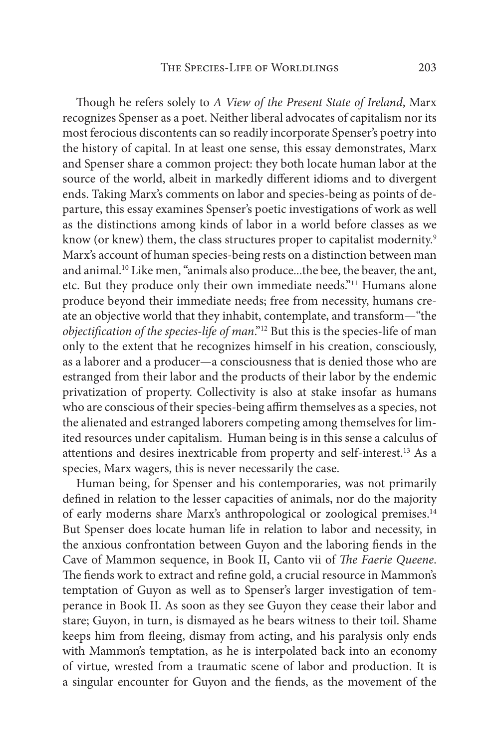Though he refers solely to *A View of the Present State of Ireland*, Marx recognizes Spenser as a poet. Neither liberal advocates of capitalism nor its most ferocious discontents can so readily incorporate Spenser's poetry into the history of capital. In at least one sense, this essay demonstrates, Marx and Spenser share a common project: they both locate human labor at the source of the world, albeit in markedly different idioms and to divergent ends. Taking Marx's comments on labor and species-being as points of departure, this essay examines Spenser's poetic investigations of work as well as the distinctions among kinds of labor in a world before classes as we know (or knew) them, the class structures proper to capitalist modernity.[9] Marx's account of human species-being rests on a distinction between man and animal.[10] Like men, "animals also produce...the bee, the beaver, the ant, etc. But they produce only their own immediate needs."[11] Humans alone produce beyond their immediate needs; free from necessity, humans create an objective world that they inhabit, contemplate, and transform—"the *objectification of the species-life of man*."[12] But this is the species-life of man only to the extent that he recognizes himself in his creation, consciously, as a laborer and a producer—a consciousness that is denied those who are estranged from their labor and the products of their labor by the endemic privatization of property. Collectivity is also at stake insofar as humans who are conscious of their species-being affirm themselves as a species, not the alienated and estranged laborers competing among themselves for limited resources under capitalism. Human being is in this sense a calculus of attentions and desires inextricable from property and self-interest.[13] As a species, Marx wagers, this is never necessarily the case.

Human being, for Spenser and his contemporaries, was not primarily defined in relation to the lesser capacities of animals, nor do the majority of early moderns share Marx's anthropological or zoological premises.[14] But Spenser does locate human life in relation to labor and necessity, in the anxious confrontation between Guyon and the laboring fiends in the Cave of Mammon sequence, in Book II, Canto vii of *The Faerie Queene*. The fiends work to extract and refine gold, a crucial resource in Mammon's temptation of Guyon as well as to Spenser's larger investigation of temperance in Book II. As soon as they see Guyon they cease their labor and stare; Guyon, in turn, is dismayed as he bears witness to their toil. Shame keeps him from fleeing, dismay from acting, and his paralysis only ends with Mammon's temptation, as he is interpolated back into an economy of virtue, wrested from a traumatic scene of labor and production. It is a singular encounter for Guyon and the fiends, as the movement of the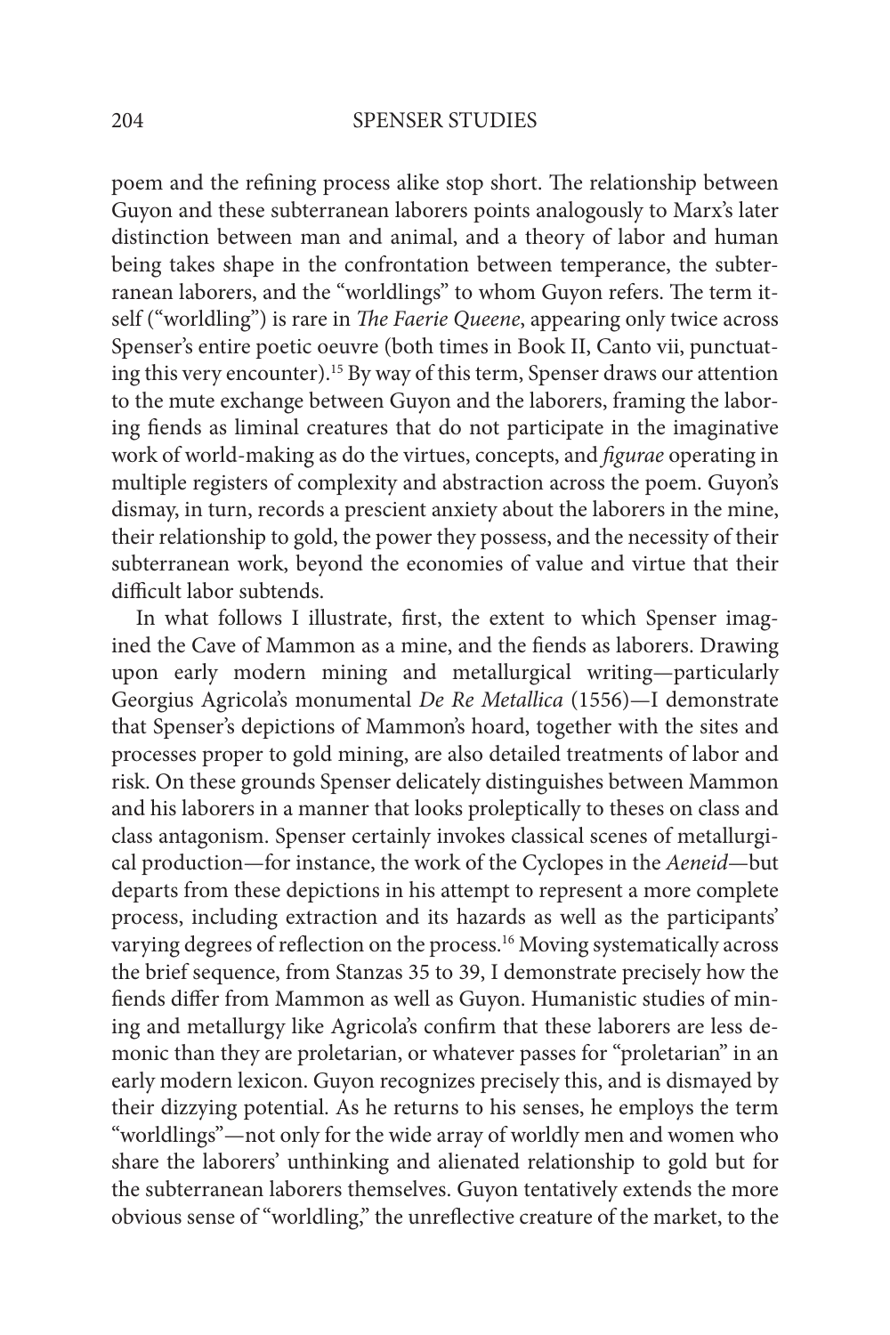poem and the refining process alike stop short. The relationship between Guyon and these subterranean laborers points analogously to Marx's later distinction between man and animal, and a theory of labor and human being takes shape in the confrontation between temperance, the subterranean laborers, and the "worldlings" to whom Guyon refers. The term itself ("worldling") is rare in *The Faerie Queene*, appearing only twice across Spenser's entire poetic oeuvre (both times in Book II, Canto vii, punctuating this very encounter).[15] By way of this term, Spenser draws our attention to the mute exchange between Guyon and the laborers, framing the laboring fiends as liminal creatures that do not participate in the imaginative work of world-making as do the virtues, concepts, and *figurae* operating in multiple registers of complexity and abstraction across the poem. Guyon's dismay, in turn, records a prescient anxiety about the laborers in the mine, their relationship to gold, the power they possess, and the necessity of their subterranean work, beyond the economies of value and virtue that their difficult labor subtends.

In what follows I illustrate, first, the extent to which Spenser imagined the Cave of Mammon as a mine, and the fiends as laborers. Drawing upon early modern mining and metallurgical writing—particularly Georgius Agricola's monumental *De Re Metallica* (1556)—I demonstrate that Spenser's depictions of Mammon's hoard, together with the sites and processes proper to gold mining, are also detailed treatments of labor and risk. On these grounds Spenser delicately distinguishes between Mammon and his laborers in a manner that looks proleptically to theses on class and class antagonism. Spenser certainly invokes classical scenes of metallurgical production—for instance, the work of the Cyclopes in the *Aeneid*—but departs from these depictions in his attempt to represent a more complete process, including extraction and its hazards as well as the participants' varying degrees of reflection on the process.[16] Moving systematically across the brief sequence, from Stanzas 35 to 39, I demonstrate precisely how the fiends differ from Mammon as well as Guyon. Humanistic studies of mining and metallurgy like Agricola's confirm that these laborers are less demonic than they are proletarian, or whatever passes for "proletarian" in an early modern lexicon. Guyon recognizes precisely this, and is dismayed by their dizzying potential. As he returns to his senses, he employs the term "worldlings"—not only for the wide array of worldly men and women who share the laborers' unthinking and alienated relationship to gold but for the subterranean laborers themselves. Guyon tentatively extends the more obvious sense of "worldling," the unreflective creature of the market, to the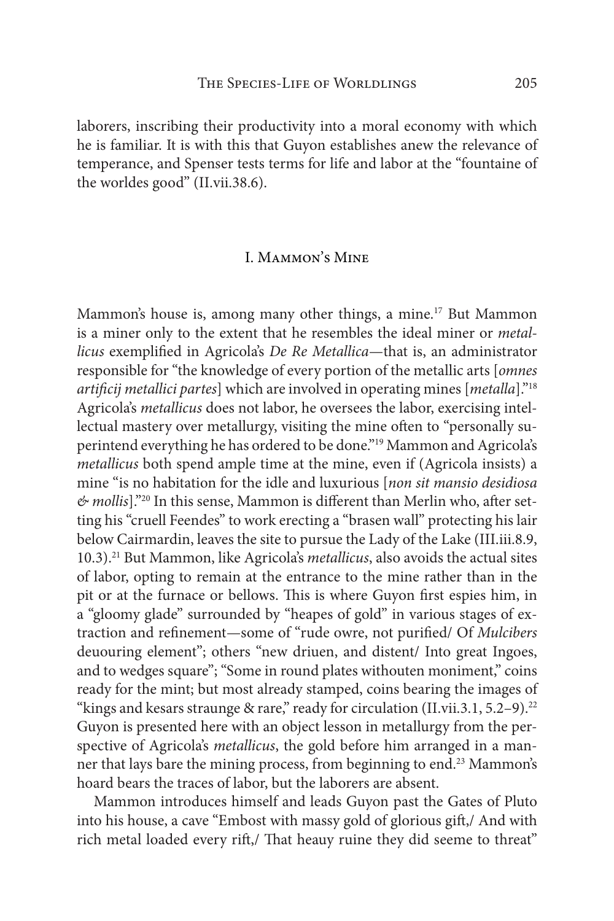laborers, inscribing their productivity into a moral economy with which he is familiar. It is with this that Guyon establishes anew the relevance of temperance, and Spenser tests terms for life and labor at the "fountaine of the worldes good" (II.vii.38.6).

## I. Mammon's Mine

Mammon's house is, among many other things, a mine.[17] But Mammon is a miner only to the extent that he resembles the ideal miner or *metallicus* exemplified in Agricola's *De Re Metallica*—that is, an administrator responsible for "the knowledge of every portion of the metallic arts [*omnes artificij metallici partes*] which are involved in operating mines [*metalla*]."[18] Agricola's *metallicus* does not labor, he oversees the labor, exercising intellectual mastery over metallurgy, visiting the mine often to "personally superintend everything he has ordered to be done."[19] Mammon and Agricola's *metallicus* both spend ample time at the mine, even if (Agricola insists) a mine "is no habitation for the idle and luxurious [*non sit mansio desidiosa & mollis*]."[20] In this sense, Mammon is different than Merlin who, after setting his "cruell Feendes" to work erecting a "brasen wall" protecting his lair below Cairmardin, leaves the site to pursue the Lady of the Lake (III.iii.8.9, 10.3).[21] But Mammon, like Agricola's *metallicus*, also avoids the actual sites of labor, opting to remain at the entrance to the mine rather than in the pit or at the furnace or bellows. This is where Guyon first espies him, in a "gloomy glade" surrounded by "heapes of gold" in various stages of extraction and refinement—some of "rude owre, not purified/ Of *Mulcibers* deuouring element"; others "new driuen, and distent/ Into great Ingoes, and to wedges square"; "Some in round plates withouten moniment," coins ready for the mint; but most already stamped, coins bearing the images of "kings and kesars straunge & rare," ready for circulation (II.vii.3.1, 5.2–9).[22] Guyon is presented here with an object lesson in metallurgy from the perspective of Agricola's *metallicus*, the gold before him arranged in a manner that lays bare the mining process, from beginning to end.[23] Mammon's hoard bears the traces of labor, but the laborers are absent.

Mammon introduces himself and leads Guyon past the Gates of Pluto into his house, a cave "Embost with massy gold of glorious gift,/ And with rich metal loaded every rift,/ That heauy ruine they did seeme to threat"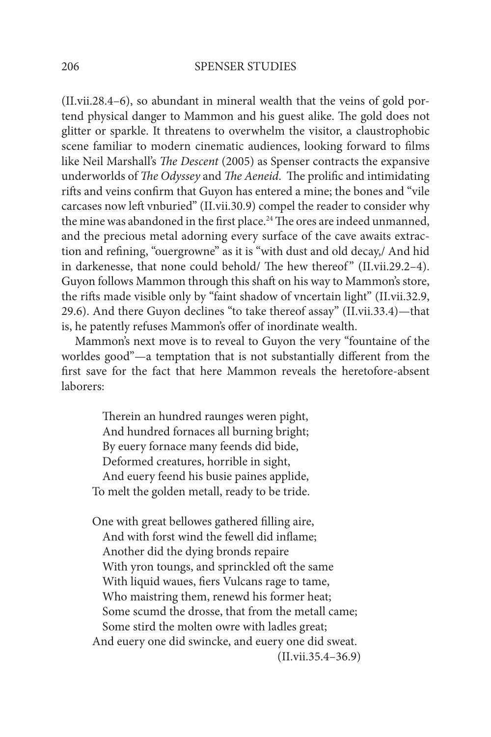(II.vii.28.4–6), so abundant in mineral wealth that the veins of gold portend physical danger to Mammon and his guest alike. The gold does not glitter or sparkle. It threatens to overwhelm the visitor, a claustrophobic scene familiar to modern cinematic audiences, looking forward to films like Neil Marshall's *The Descent* (2005) as Spenser contracts the expansive underworlds of *The Odyssey* and *The Aeneid*. The prolific and intimidating rifts and veins confirm that Guyon has entered a mine; the bones and "vile carcases now left vnburied" (II.vii.30.9) compel the reader to consider why the mine was abandoned in the first place.[24] The ores are indeed unmanned, and the precious metal adorning every surface of the cave awaits extraction and refining, "ouergrowne" as it is "with dust and old decay,/ And hid in darkenesse, that none could behold/ The hew thereof" (II.vii.29.2–4). Guyon follows Mammon through this shaft on his way to Mammon's store, the rifts made visible only by "faint shadow of vncertain light" (II.vii.32.9, 29.6). And there Guyon declines "to take thereof assay" (II.vii.33.4)—that is, he patently refuses Mammon's offer of inordinate wealth.

Mammon's next move is to reveal to Guyon the very "fountaine of the worldes good"—a temptation that is not substantially different from the first save for the fact that here Mammon reveals the heretofore-absent laborers:

> Therein an hundred raunges weren pight,
> And hundred fornaces all burning bright;
> By euery fornace many feends did bide,
> Deformed creatures, horrible in sight,
> And euery feend his busie paines applide,
> To melt the golden metall, ready to be tride.
>
> One with great bellowes gathered filling aire,
> And with forst wind the fewell did inflame;
> Another did the dying bronds repaire
> With yron toungs, and sprinckled oft the same
> With liquid waues, fiers Vulcans rage to tame,
> Who maistring them, renewd his former heat;
> Some scumd the drosse, that from the metall came;
> Some stird the molten owre with ladles great;
> And euery one did swincke, and euery one did sweat.
>
> (II.vii.35.4–36.9)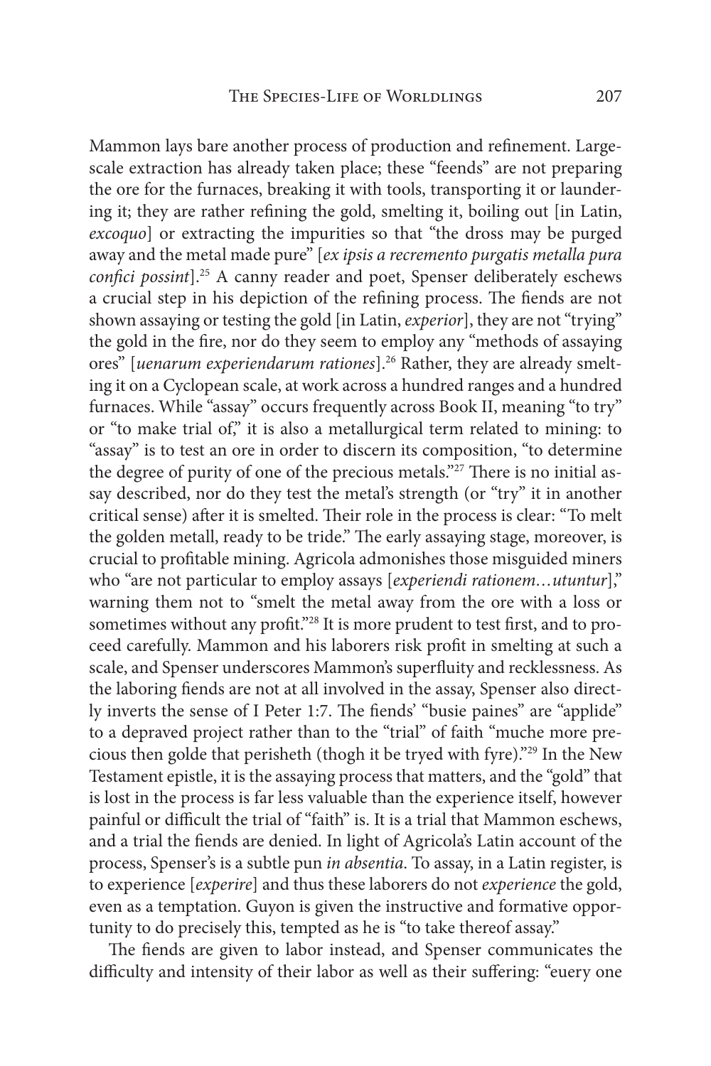Mammon lays bare another process of production and refinement. Large-scale extraction has already taken place; these "feends" are not preparing the ore for the furnaces, breaking it with tools, transporting it or laundering it; they are rather refining the gold, smelting it, boiling out [in Latin, *excoquo*] or extracting the impurities so that "the dross may be purged away and the metal made pure" [*ex ipsis a recremento purgatis metalla pura confici possint*].[25] A canny reader and poet, Spenser deliberately eschews a crucial step in his depiction of the refining process. The fiends are not shown assaying or testing the gold [in Latin, *experior*], they are not "trying" the gold in the fire, nor do they seem to employ any "methods of assaying ores" [*uenarum experiendarum rationes*].[26] Rather, they are already smelting it on a Cyclopean scale, at work across a hundred ranges and a hundred furnaces. While "assay" occurs frequently across Book II, meaning "to try" or "to make trial of," it is also a metallurgical term related to mining: to "assay" is to test an ore in order to discern its composition, "to determine the degree of purity of one of the precious metals."[27] There is no initial assay described, nor do they test the metal's strength (or "try" it in another critical sense) after it is smelted. Their role in the process is clear: "To melt the golden metall, ready to be tride." The early assaying stage, moreover, is crucial to profitable mining. Agricola admonishes those misguided miners who "are not particular to employ assays [*experiendi rationem…utuntur*]," warning them not to "smelt the metal away from the ore with a loss or sometimes without any profit."[28] It is more prudent to test first, and to proceed carefully. Mammon and his laborers risk profit in smelting at such a scale, and Spenser underscores Mammon's superfluity and recklessness. As the laboring fiends are not at all involved in the assay, Spenser also directly inverts the sense of I Peter 1:7. The fiends' "busie paines" are "applide" to a depraved project rather than to the "trial" of faith "muche more precious then golde that perisheth (thogh it be tryed with fyre)."[29] In the New Testament epistle, it is the assaying process that matters, and the "gold" that is lost in the process is far less valuable than the experience itself, however painful or difficult the trial of "faith" is. It is a trial that Mammon eschews, and a trial the fiends are denied. In light of Agricola's Latin account of the process, Spenser's is a subtle pun *in absentia*. To assay, in a Latin register, is to experience [*experire*] and thus these laborers do not *experience* the gold, even as a temptation. Guyon is given the instructive and formative opportunity to do precisely this, tempted as he is "to take thereof assay."

The fiends are given to labor instead, and Spenser communicates the difficulty and intensity of their labor as well as their suffering: "euery one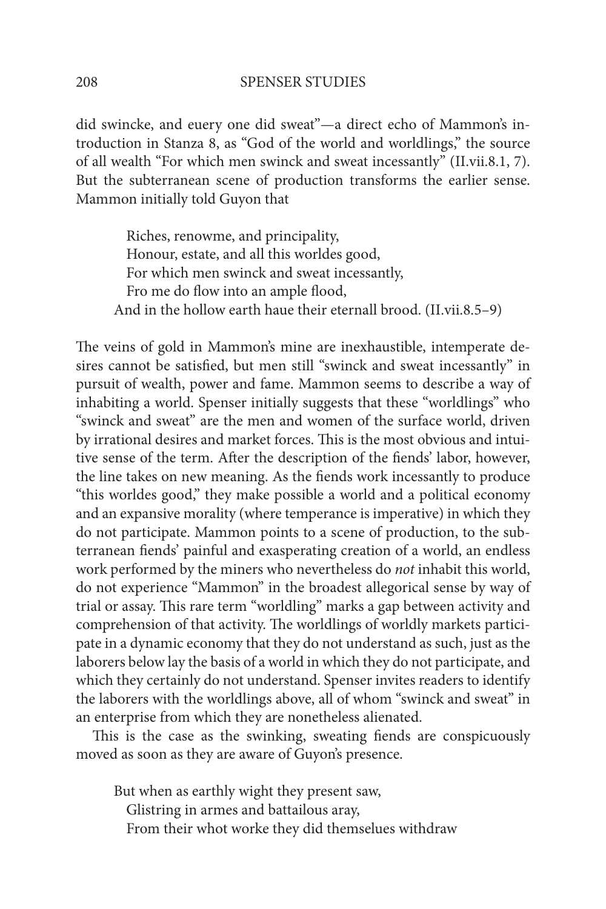did swincke, and euery one did sweat"—a direct echo of Mammon's introduction in Stanza 8, as "God of the world and worldlings," the source of all wealth "For which men swinck and sweat incessantly" (II.vii.8.1, 7). But the subterranean scene of production transforms the earlier sense. Mammon initially told Guyon that

> Riches, renowme, and principality,
> Honour, estate, and all this worldes good,
> For which men swinck and sweat incessantly,
> Fro me do flow into an ample flood,
> And in the hollow earth haue their eternall brood. (II.vii.8.5–9)

The veins of gold in Mammon's mine are inexhaustible, intemperate desires cannot be satisfied, but men still "swinck and sweat incessantly" in pursuit of wealth, power and fame. Mammon seems to describe a way of inhabiting a world. Spenser initially suggests that these "worldlings" who "swinck and sweat" are the men and women of the surface world, driven by irrational desires and market forces. This is the most obvious and intuitive sense of the term. After the description of the fiends' labor, however, the line takes on new meaning. As the fiends work incessantly to produce "this worldes good," they make possible a world and a political economy and an expansive morality (where temperance is imperative) in which they do not participate. Mammon points to a scene of production, to the subterranean fiends' painful and exasperating creation of a world, an endless work performed by the miners who nevertheless do *not* inhabit this world, do not experience "Mammon" in the broadest allegorical sense by way of trial or assay. This rare term "worldling" marks a gap between activity and comprehension of that activity. The worldlings of worldly markets participate in a dynamic economy that they do not understand as such, just as the laborers below lay the basis of a world in which they do not participate, and which they certainly do not understand. Spenser invites readers to identify the laborers with the worldlings above, all of whom "swinck and sweat" in an enterprise from which they are nonetheless alienated.

This is the case as the swinking, sweating fiends are conspicuously moved as soon as they are aware of Guyon's presence.

> But when as earthly wight they present saw,
> Glistring in armes and battailous aray,
> From their whot worke they did themselues withdraw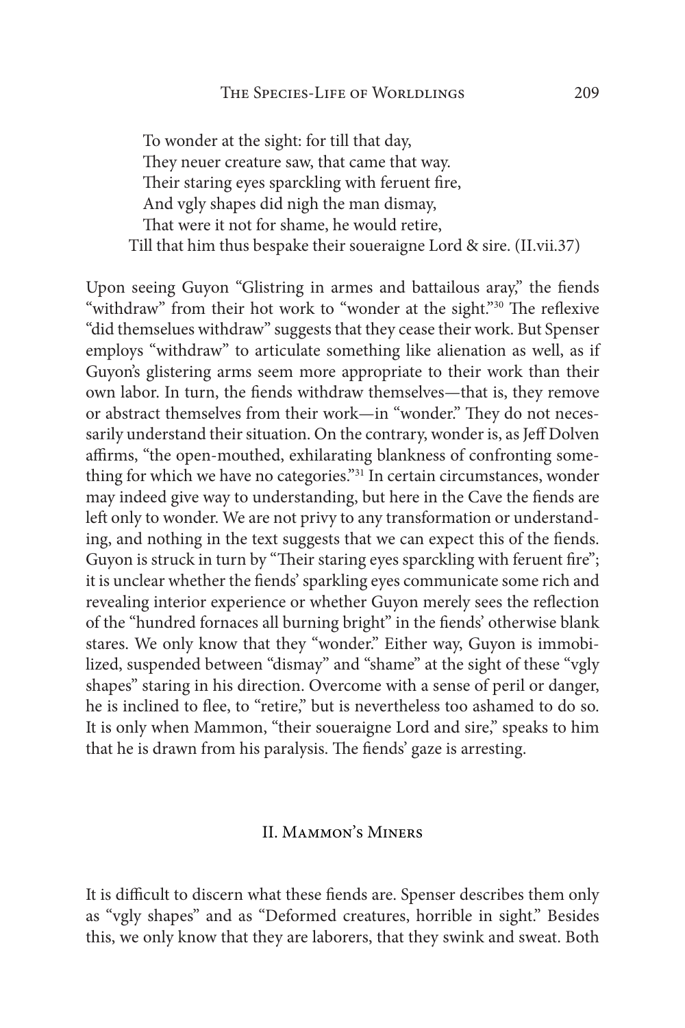To wonder at the sight: for till that day,  
They neuer creature saw, that came that way.  
Their staring eyes sparckling with feruent fire,  
And vgly shapes did nigh the man dismay,  
That were it not for shame, he would retire,  
Till that him thus bespake their soueraigne Lord & sire. (II.vii.37)

Upon seeing Guyon "Glistring in armes and battailous aray," the fiends "withdraw" from their hot work to "wonder at the sight."[30] The reflexive "did themselues withdraw" suggests that they cease their work. But Spenser employs "withdraw" to articulate something like alienation as well, as if Guyon's glistering arms seem more appropriate to their work than their own labor. In turn, the fiends withdraw themselves—that is, they remove or abstract themselves from their work—in "wonder." They do not necessarily understand their situation. On the contrary, wonder is, as Jeff Dolven affirms, "the open-mouthed, exhilarating blankness of confronting something for which we have no categories."[31] In certain circumstances, wonder may indeed give way to understanding, but here in the Cave the fiends are left only to wonder. We are not privy to any transformation or understanding, and nothing in the text suggests that we can expect this of the fiends. Guyon is struck in turn by "Their staring eyes sparckling with feruent fire"; it is unclear whether the fiends' sparkling eyes communicate some rich and revealing interior experience or whether Guyon merely sees the reflection of the "hundred fornaces all burning bright" in the fiends' otherwise blank stares. We only know that they "wonder." Either way, Guyon is immobilized, suspended between "dismay" and "shame" at the sight of these "vgly shapes" staring in his direction. Overcome with a sense of peril or danger, he is inclined to flee, to "retire," but is nevertheless too ashamed to do so. It is only when Mammon, "their soueraigne Lord and sire," speaks to him that he is drawn from his paralysis. The fiends' gaze is arresting.

## II. Mammon's Miners

It is difficult to discern what these fiends are. Spenser describes them only as "vgly shapes" and as "Deformed creatures, horrible in sight." Besides this, we only know that they are laborers, that they swink and sweat. Both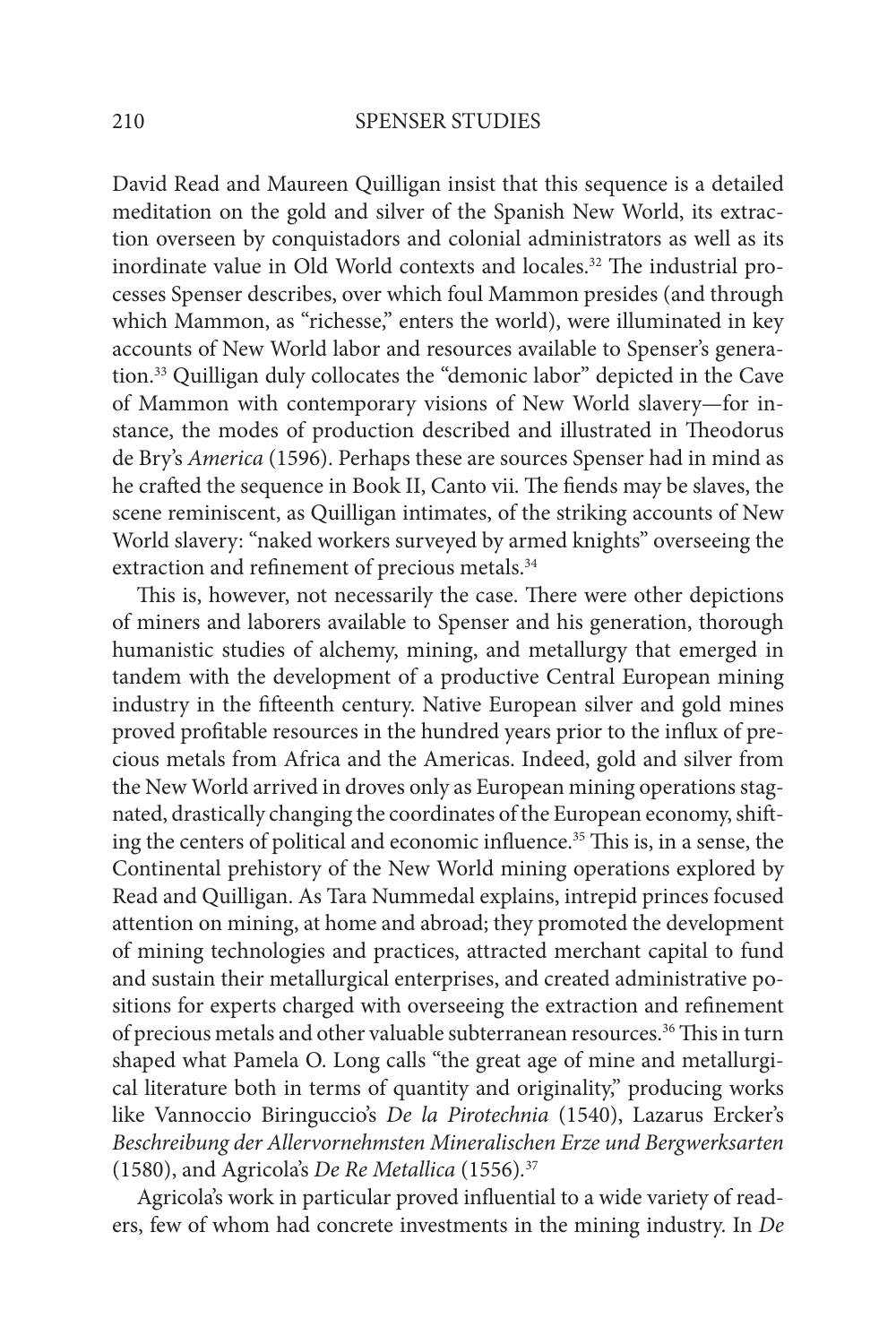David Read and Maureen Quilligan insist that this sequence is a detailed meditation on the gold and silver of the Spanish New World, its extraction overseen by conquistadors and colonial administrators as well as its inordinate value in Old World contexts and locales.[32] The industrial processes Spenser describes, over which foul Mammon presides (and through which Mammon, as "richesse," enters the world), were illuminated in key accounts of New World labor and resources available to Spenser's generation.[33] Quilligan duly collocates the "demonic labor" depicted in the Cave of Mammon with contemporary visions of New World slavery—for instance, the modes of production described and illustrated in Theodorus de Bry's *America* (1596). Perhaps these are sources Spenser had in mind as he crafted the sequence in Book II, Canto vii. The fiends may be slaves, the scene reminiscent, as Quilligan intimates, of the striking accounts of New World slavery: "naked workers surveyed by armed knights" overseeing the extraction and refinement of precious metals.[34]

This is, however, not necessarily the case. There were other depictions of miners and laborers available to Spenser and his generation, thorough humanistic studies of alchemy, mining, and metallurgy that emerged in tandem with the development of a productive Central European mining industry in the fifteenth century. Native European silver and gold mines proved profitable resources in the hundred years prior to the influx of precious metals from Africa and the Americas. Indeed, gold and silver from the New World arrived in droves only as European mining operations stagnated, drastically changing the coordinates of the European economy, shifting the centers of political and economic influence.[35] This is, in a sense, the Continental prehistory of the New World mining operations explored by Read and Quilligan. As Tara Nummedal explains, intrepid princes focused attention on mining, at home and abroad; they promoted the development of mining technologies and practices, attracted merchant capital to fund and sustain their metallurgical enterprises, and created administrative positions for experts charged with overseeing the extraction and refinement of precious metals and other valuable subterranean resources.[36] This in turn shaped what Pamela O. Long calls "the great age of mine and metallurgical literature both in terms of quantity and originality," producing works like Vannoccio Biringuccio's *De la Pirotechnia* (1540), Lazarus Ercker's *Beschreibung der Allervornehmsten Mineralischen Erze und Bergwerksarten* (1580), and Agricola's *De Re Metallica* (1556).[37]

Agricola's work in particular proved influential to a wide variety of readers, few of whom had concrete investments in the mining industry. In *De*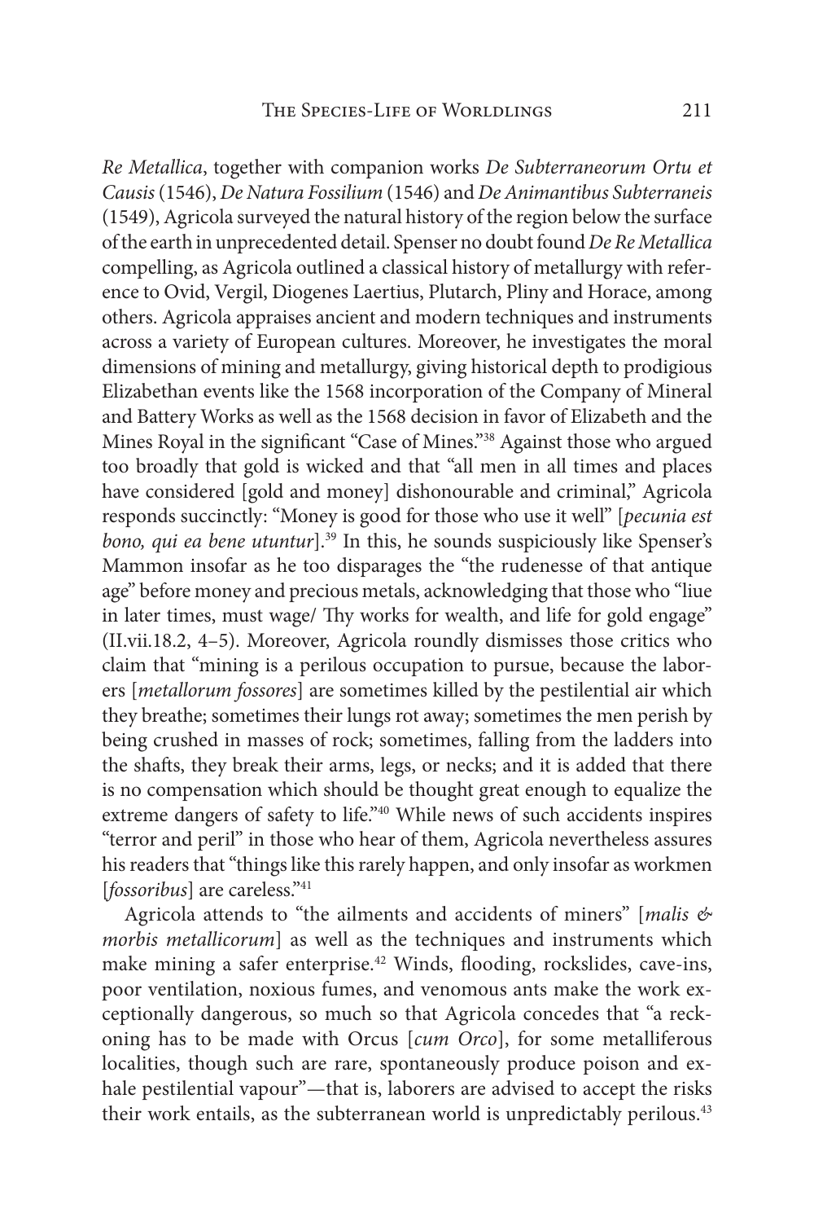*Re Metallica*, together with companion works *De Subterraneorum Ortu et Causis* (1546), *De Natura Fossilium* (1546) and *De Animantibus Subterraneis* (1549), Agricola surveyed the natural history of the region below the surface of the earth in unprecedented detail. Spenser no doubt found *De Re Metallica* compelling, as Agricola outlined a classical history of metallurgy with reference to Ovid, Vergil, Diogenes Laertius, Plutarch, Pliny and Horace, among others. Agricola appraises ancient and modern techniques and instruments across a variety of European cultures. Moreover, he investigates the moral dimensions of mining and metallurgy, giving historical depth to prodigious Elizabethan events like the 1568 incorporation of the Company of Mineral and Battery Works as well as the 1568 decision in favor of Elizabeth and the Mines Royal in the significant "Case of Mines."[38] Against those who argued too broadly that gold is wicked and that "all men in all times and places have considered [gold and money] dishonourable and criminal," Agricola responds succinctly: "Money is good for those who use it well" [*pecunia est bono, qui ea bene utuntur*].[39] In this, he sounds suspiciously like Spenser's Mammon insofar as he too disparages the "the rudenesse of that antique age" before money and precious metals, acknowledging that those who "liue in later times, must wage/ Thy works for wealth, and life for gold engage" (II.vii.18.2, 4–5). Moreover, Agricola roundly dismisses those critics who claim that "mining is a perilous occupation to pursue, because the laborers [*metallorum fossores*] are sometimes killed by the pestilential air which they breathe; sometimes their lungs rot away; sometimes the men perish by being crushed in masses of rock; sometimes, falling from the ladders into the shafts, they break their arms, legs, or necks; and it is added that there is no compensation which should be thought great enough to equalize the extreme dangers of safety to life."[40] While news of such accidents inspires "terror and peril" in those who hear of them, Agricola nevertheless assures his readers that "things like this rarely happen, and only insofar as workmen [*fossoribus*] are careless."[41]

Agricola attends to "the ailments and accidents of miners" [*malis & morbis metallicorum*] as well as the techniques and instruments which make mining a safer enterprise.[42] Winds, flooding, rockslides, cave-ins, poor ventilation, noxious fumes, and venomous ants make the work exceptionally dangerous, so much so that Agricola concedes that "a reckoning has to be made with Orcus [*cum Orco*], for some metalliferous localities, though such are rare, spontaneously produce poison and exhale pestilential vapour"—that is, laborers are advised to accept the risks their work entails, as the subterranean world is unpredictably perilous.[43]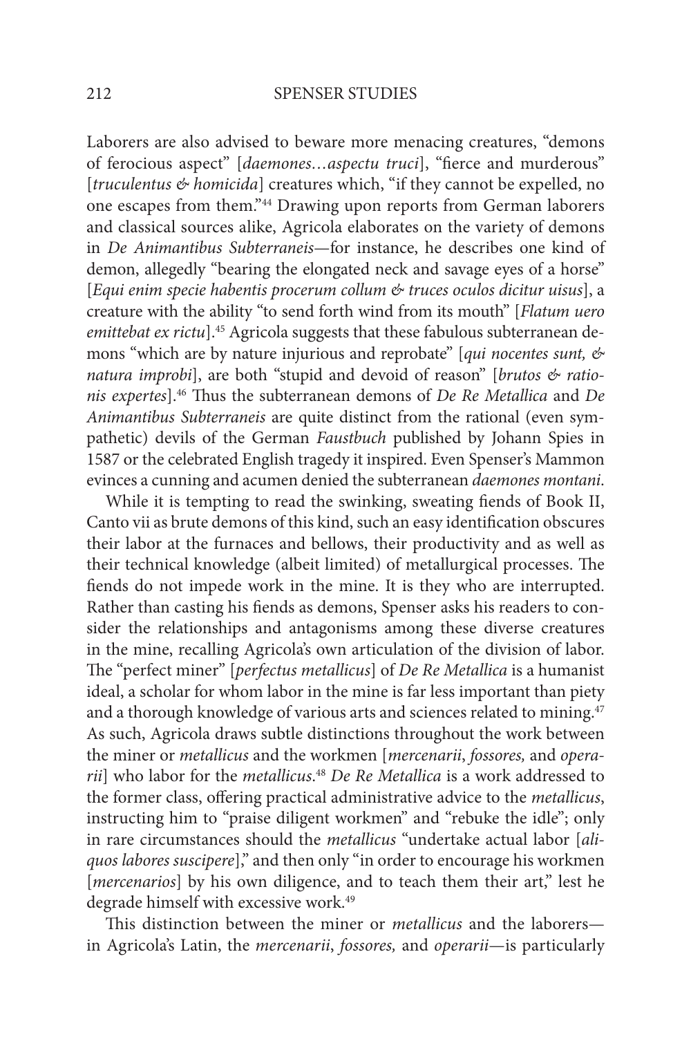Laborers are also advised to beware more menacing creatures, "demons of ferocious aspect" [*daemones…aspectu truci*], "fierce and murderous" [*truculentus & homicida*] creatures which, "if they cannot be expelled, no one escapes from them."[44] Drawing upon reports from German laborers and classical sources alike, Agricola elaborates on the variety of demons in *De Animantibus Subterraneis*—for instance, he describes one kind of demon, allegedly "bearing the elongated neck and savage eyes of a horse" [*Equi enim specie habentis procerum collum & truces oculos dicitur uisus*], a creature with the ability "to send forth wind from its mouth" [*Flatum uero emittebat ex rictu*].[45] Agricola suggests that these fabulous subterranean demons "which are by nature injurious and reprobate" [*qui nocentes sunt, & natura improbi*], are both "stupid and devoid of reason" [*brutos & rationis expertes*].[46] Thus the subterranean demons of *De Re Metallica* and *De Animantibus Subterraneis* are quite distinct from the rational (even sympathetic) devils of the German *Faustbuch* published by Johann Spies in 1587 or the celebrated English tragedy it inspired. Even Spenser's Mammon evinces a cunning and acumen denied the subterranean *daemones montani*.

While it is tempting to read the swinking, sweating fiends of Book II, Canto vii as brute demons of this kind, such an easy identification obscures their labor at the furnaces and bellows, their productivity and as well as their technical knowledge (albeit limited) of metallurgical processes. The fiends do not impede work in the mine. It is they who are interrupted. Rather than casting his fiends as demons, Spenser asks his readers to consider the relationships and antagonisms among these diverse creatures in the mine, recalling Agricola's own articulation of the division of labor. The "perfect miner" [*perfectus metallicus*] of *De Re Metallica* is a humanist ideal, a scholar for whom labor in the mine is far less important than piety and a thorough knowledge of various arts and sciences related to mining.[47] As such, Agricola draws subtle distinctions throughout the work between the miner or *metallicus* and the workmen [*mercenarii*, *fossores,* and *operarii*] who labor for the *metallicus*.[48] *De Re Metallica* is a work addressed to the former class, offering practical administrative advice to the *metallicus*, instructing him to "praise diligent workmen" and "rebuke the idle"; only in rare circumstances should the *metallicus* "undertake actual labor [*aliquos labores suscipere*]," and then only "in order to encourage his workmen [*mercenarios*] by his own diligence, and to teach them their art," lest he degrade himself with excessive work.[49]

This distinction between the miner or *metallicus* and the laborers—in Agricola's Latin, the *mercenarii*, *fossores,* and *operarii*—is particularly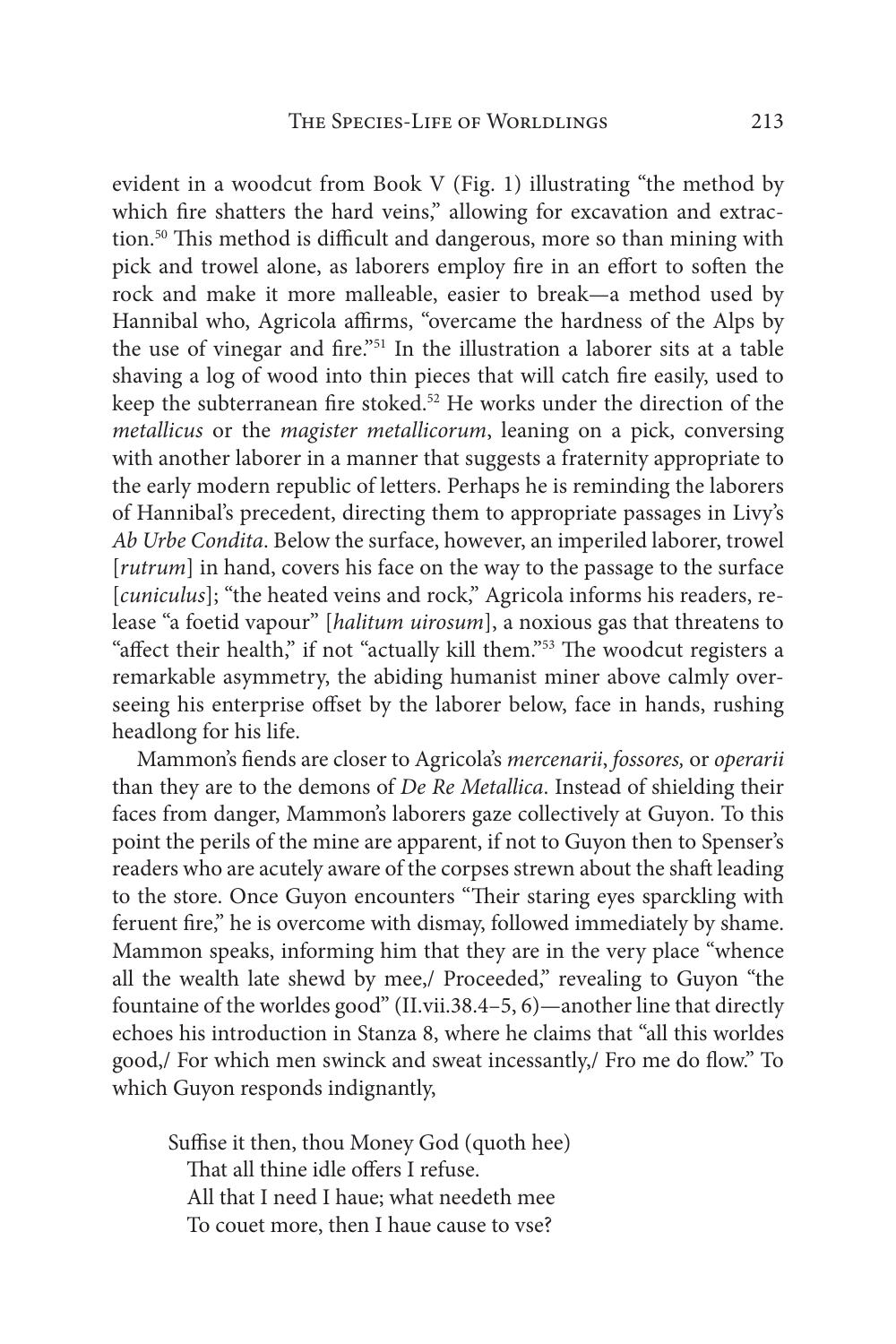evident in a woodcut from Book V (Fig. 1) illustrating "the method by which fire shatters the hard veins," allowing for excavation and extraction.[50] This method is difficult and dangerous, more so than mining with pick and trowel alone, as laborers employ fire in an effort to soften the rock and make it more malleable, easier to break—a method used by Hannibal who, Agricola affirms, "overcame the hardness of the Alps by the use of vinegar and fire."[51] In the illustration a laborer sits at a table shaving a log of wood into thin pieces that will catch fire easily, used to keep the subterranean fire stoked.[52] He works under the direction of the *metallicus* or the *magister metallicorum*, leaning on a pick, conversing with another laborer in a manner that suggests a fraternity appropriate to the early modern republic of letters. Perhaps he is reminding the laborers of Hannibal's precedent, directing them to appropriate passages in Livy's *Ab Urbe Condita*. Below the surface, however, an imperiled laborer, trowel [*rutrum*] in hand, covers his face on the way to the passage to the surface [*cuniculus*]; "the heated veins and rock," Agricola informs his readers, release "a foetid vapour" [*halitum uirosum*], a noxious gas that threatens to "affect their health," if not "actually kill them."[53] The woodcut registers a remarkable asymmetry, the abiding humanist miner above calmly overseeing his enterprise offset by the laborer below, face in hands, rushing headlong for his life.

Mammon's fiends are closer to Agricola's *mercenarii*, *fossores,* or *operarii* than they are to the demons of *De Re Metallica*. Instead of shielding their faces from danger, Mammon's laborers gaze collectively at Guyon. To this point the perils of the mine are apparent, if not to Guyon then to Spenser's readers who are acutely aware of the corpses strewn about the shaft leading to the store. Once Guyon encounters "Their staring eyes sparckling with feruent fire," he is overcome with dismay, followed immediately by shame. Mammon speaks, informing him that they are in the very place "whence all the wealth late shewd by mee,/ Proceeded," revealing to Guyon "the fountaine of the worldes good" (II.vii.38.4–5, 6)—another line that directly echoes his introduction in Stanza 8, where he claims that "all this worldes good,/ For which men swinck and sweat incessantly,/ Fro me do flow." To which Guyon responds indignantly,

> Suffise it then, thou Money God (quoth hee)
> That all thine idle offers I refuse.
> All that I need I haue; what needeth mee
> To couet more, then I haue cause to vse?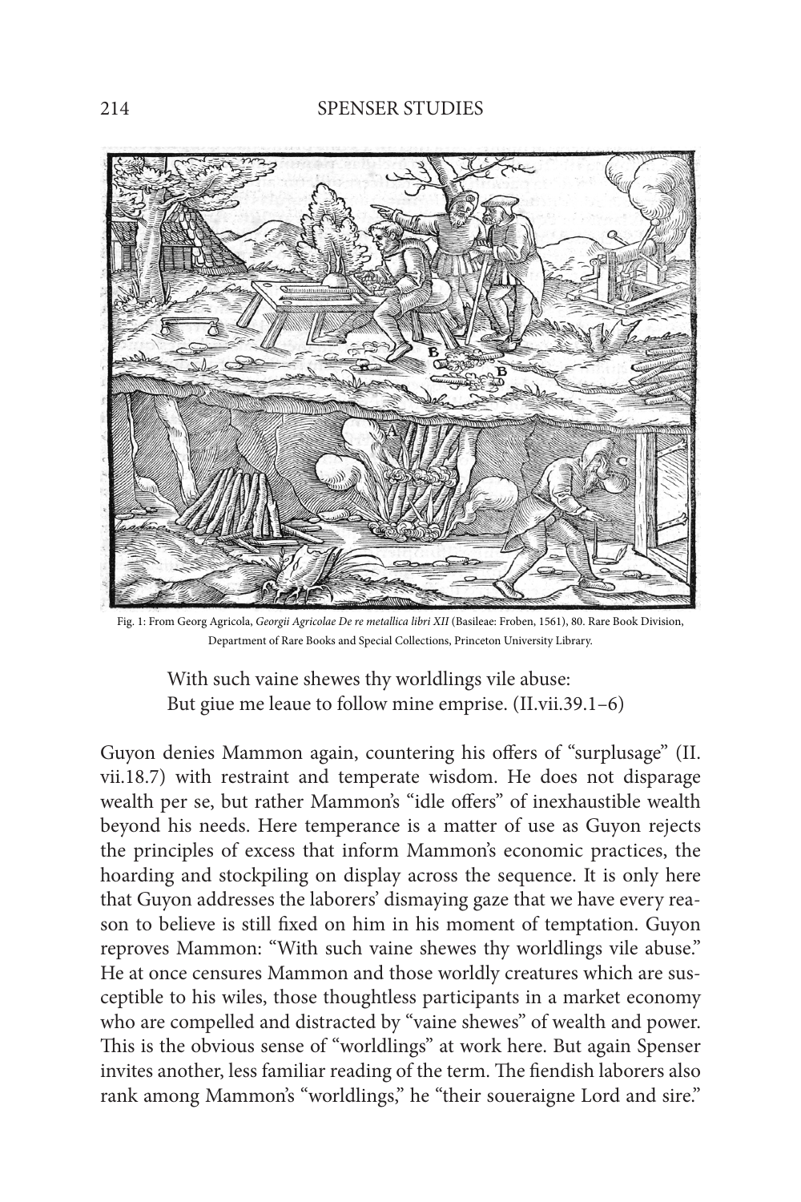Fig. 1: From Georg Agricola, *Georgii Agricolae De re metallica libri XII* (Basileae: Froben, 1561), 80. Rare Book Division, Department of Rare Books and Special Collections, Princeton University Library.

> With such vaine shewes thy worldlings vile abuse:
> But giue me leaue to follow mine emprise. (II.vii.39.1–6)

Guyon denies Mammon again, countering his offers of "surplusage" (II.vii.18.7) with restraint and temperate wisdom. He does not disparage wealth per se, but rather Mammon's "idle offers" of inexhaustible wealth beyond his needs. Here temperance is a matter of use as Guyon rejects the principles of excess that inform Mammon's economic practices, the hoarding and stockpiling on display across the sequence. It is only here that Guyon addresses the laborers' dismaying gaze that we have every reason to believe is still fixed on him in his moment of temptation. Guyon reproves Mammon: "With such vaine shewes thy worldlings vile abuse." He at once censures Mammon and those worldly creatures which are susceptible to his wiles, those thoughtless participants in a market economy who are compelled and distracted by "vaine shewes" of wealth and power. This is the obvious sense of "worldlings" at work here. But again Spenser invites another, less familiar reading of the term. The fiendish laborers also rank among Mammon's "worldlings," he "their soueraigne Lord and sire."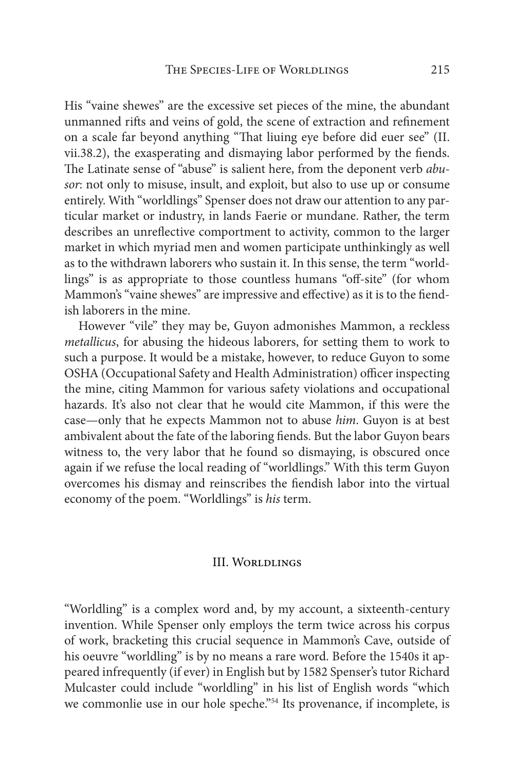His "vaine shewes" are the excessive set pieces of the mine, the abundant unmanned rifts and veins of gold, the scene of extraction and refinement on a scale far beyond anything "That liuing eye before did euer see" (II. vii.38.2), the exasperating and dismaying labor performed by the fiends. The Latinate sense of "abuse" is salient here, from the deponent verb *abusor*: not only to misuse, insult, and exploit, but also to use up or consume entirely. With "worldlings" Spenser does not draw our attention to any particular market or industry, in lands Faerie or mundane. Rather, the term describes an unreflective comportment to activity, common to the larger market in which myriad men and women participate unthinkingly as well as to the withdrawn laborers who sustain it. In this sense, the term "worldlings" is as appropriate to those countless humans "off-site" (for whom Mammon's "vaine shewes" are impressive and effective) as it is to the fiendish laborers in the mine.

However "vile" they may be, Guyon admonishes Mammon, a reckless *metallicus*, for abusing the hideous laborers, for setting them to work to such a purpose. It would be a mistake, however, to reduce Guyon to some OSHA (Occupational Safety and Health Administration) officer inspecting the mine, citing Mammon for various safety violations and occupational hazards. It's also not clear that he would cite Mammon, if this were the case—only that he expects Mammon not to abuse *him*. Guyon is at best ambivalent about the fate of the laboring fiends. But the labor Guyon bears witness to, the very labor that he found so dismaying, is obscured once again if we refuse the local reading of "worldlings." With this term Guyon overcomes his dismay and reinscribes the fiendish labor into the virtual economy of the poem. "Worldlings" is *his* term.

## III. Worldlings

"Worldling" is a complex word and, by my account, a sixteenth-century invention. While Spenser only employs the term twice across his corpus of work, bracketing this crucial sequence in Mammon's Cave, outside of his oeuvre "worldling" is by no means a rare word. Before the 1540s it appeared infrequently (if ever) in English but by 1582 Spenser's tutor Richard Mulcaster could include "worldling" in his list of English words "which we commonlie use in our hole speche."[54] Its provenance, if incomplete, is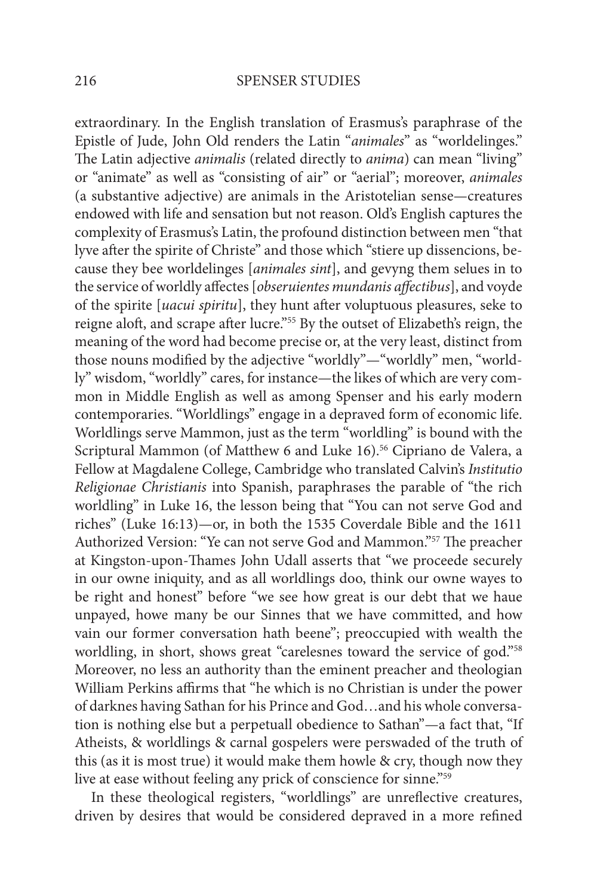extraordinary. In the English translation of Erasmus's paraphrase of the Epistle of Jude, John Old renders the Latin "*animales*" as "worldelinges." The Latin adjective *animalis* (related directly to *anima*) can mean "living" or "animate" as well as "consisting of air" or "aerial"; moreover, *animales* (a substantive adjective) are animals in the Aristotelian sense—creatures endowed with life and sensation but not reason. Old's English captures the complexity of Erasmus's Latin, the profound distinction between men "that lyve after the spirite of Christe" and those which "stiere up dissencions, because they bee worldelinges [*animales sint*], and gevyng them selues in to the service of worldly affectes [*obseruientes mundanis affectibus*], and voyde of the spirite [*uacui spiritu*], they hunt after voluptuous pleasures, seke to reigne aloft, and scrape after lucre."[55] By the outset of Elizabeth's reign, the meaning of the word had become precise or, at the very least, distinct from those nouns modified by the adjective "worldly"—"worldly" men, "worldly" wisdom, "worldly" cares, for instance—the likes of which are very common in Middle English as well as among Spenser and his early modern contemporaries. "Worldlings" engage in a depraved form of economic life. Worldlings serve Mammon, just as the term "worldling" is bound with the Scriptural Mammon (of Matthew 6 and Luke 16).[56] Cipriano de Valera, a Fellow at Magdalene College, Cambridge who translated Calvin's *Institutio Religionae Christianis* into Spanish, paraphrases the parable of "the rich worldling" in Luke 16, the lesson being that "You can not serve God and riches" (Luke 16:13)—or, in both the 1535 Coverdale Bible and the 1611 Authorized Version: "Ye can not serve God and Mammon."[57] The preacher at Kingston-upon-Thames John Udall asserts that "we proceede securely in our owne iniquity, and as all worldlings doo, think our owne wayes to be right and honest" before "we see how great is our debt that we haue unpayed, howe many be our Sinnes that we have committed, and how vain our former conversation hath beene"; preoccupied with wealth the worldling, in short, shows great "carelesnes toward the service of god."[58] Moreover, no less an authority than the eminent preacher and theologian William Perkins affirms that "he which is no Christian is under the power of darknes having Sathan for his Prince and God…and his whole conversation is nothing else but a perpetuall obedience to Sathan"—a fact that, "If Atheists, & worldlings & carnal gospelers were perswaded of the truth of this (as it is most true) it would make them howle & cry, though now they live at ease without feeling any prick of conscience for sinne."[59]

In these theological registers, "worldlings" are unreflective creatures, driven by desires that would be considered depraved in a more refined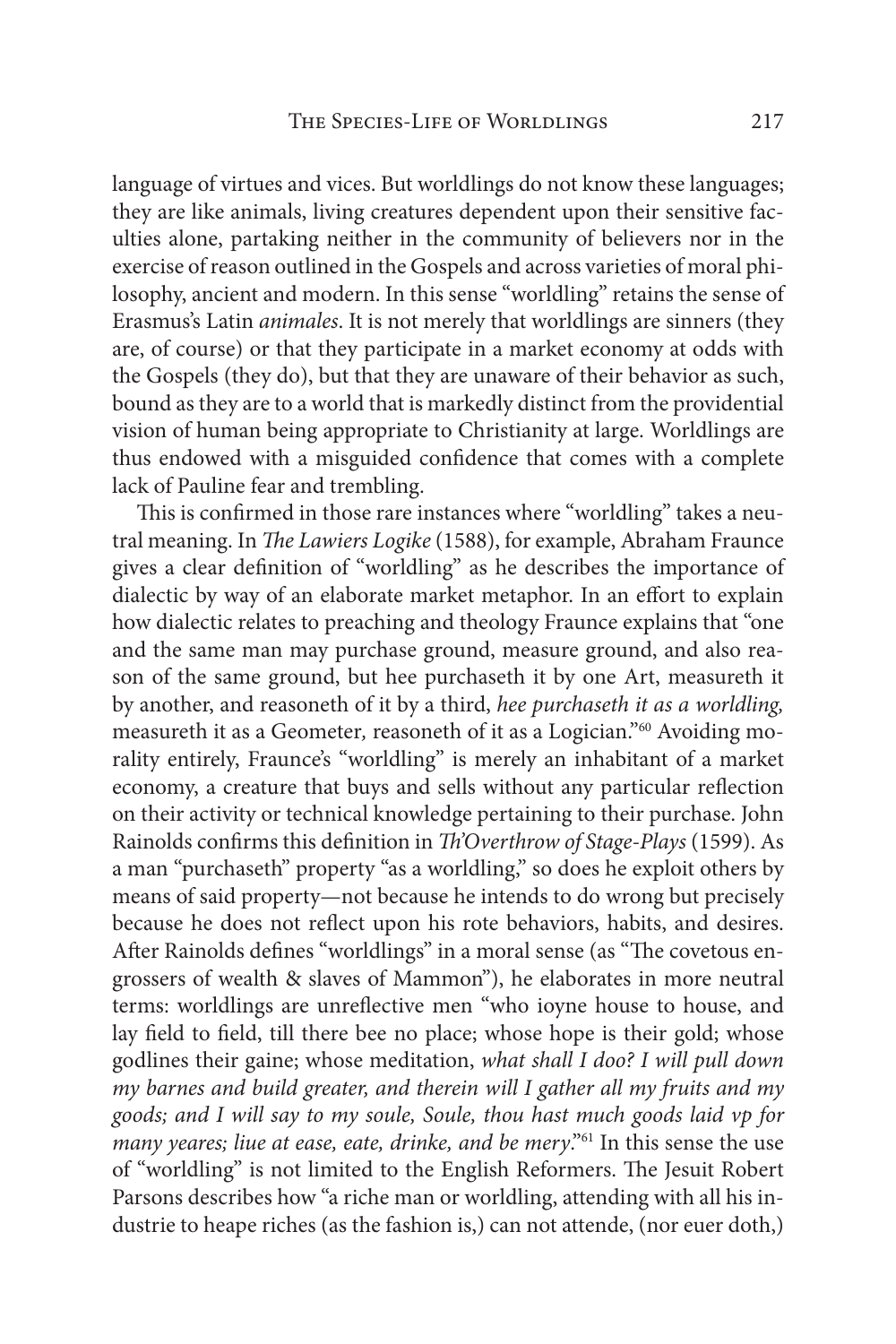language of virtues and vices. But worldlings do not know these languages; they are like animals, living creatures dependent upon their sensitive faculties alone, partaking neither in the community of believers nor in the exercise of reason outlined in the Gospels and across varieties of moral philosophy, ancient and modern. In this sense "worldling" retains the sense of Erasmus's Latin *animales*. It is not merely that worldlings are sinners (they are, of course) or that they participate in a market economy at odds with the Gospels (they do), but that they are unaware of their behavior as such, bound as they are to a world that is markedly distinct from the providential vision of human being appropriate to Christianity at large. Worldlings are thus endowed with a misguided confidence that comes with a complete lack of Pauline fear and trembling.

This is confirmed in those rare instances where "worldling" takes a neutral meaning. In *The Lawiers Logike* (1588), for example, Abraham Fraunce gives a clear definition of "worldling" as he describes the importance of dialectic by way of an elaborate market metaphor. In an effort to explain how dialectic relates to preaching and theology Fraunce explains that "one and the same man may purchase ground, measure ground, and also reason of the same ground, but hee purchaseth it by one Art, measureth it by another, and reasoneth of it by a third, *hee purchaseth it as a worldling,* measureth it as a Geometer*,* reasoneth of it as a Logician."[60] Avoiding morality entirely, Fraunce's "worldling" is merely an inhabitant of a market economy, a creature that buys and sells without any particular reflection on their activity or technical knowledge pertaining to their purchase. John Rainolds confirms this definition in *Th'Overthrow of Stage-Plays* (1599). As a man "purchaseth" property "as a worldling," so does he exploit others by means of said property—not because he intends to do wrong but precisely because he does not reflect upon his rote behaviors, habits, and desires. After Rainolds defines "worldlings" in a moral sense (as "The covetous engrossers of wealth & slaves of Mammon"), he elaborates in more neutral terms: worldlings are unreflective men "who ioyne house to house, and lay field to field, till there bee no place; whose hope is their gold; whose godlines their gaine; whose meditation, *what shall I doo? I will pull down my barnes and build greater, and therein will I gather all my fruits and my goods; and I will say to my soule, Soule, thou hast much goods laid vp for many yeares; liue at ease, eate, drinke, and be mery*."[61] In this sense the use of "worldling" is not limited to the English Reformers. The Jesuit Robert Parsons describes how "a riche man or worldling, attending with all his industrie to heape riches (as the fashion is,) can not attende, (nor euer doth,)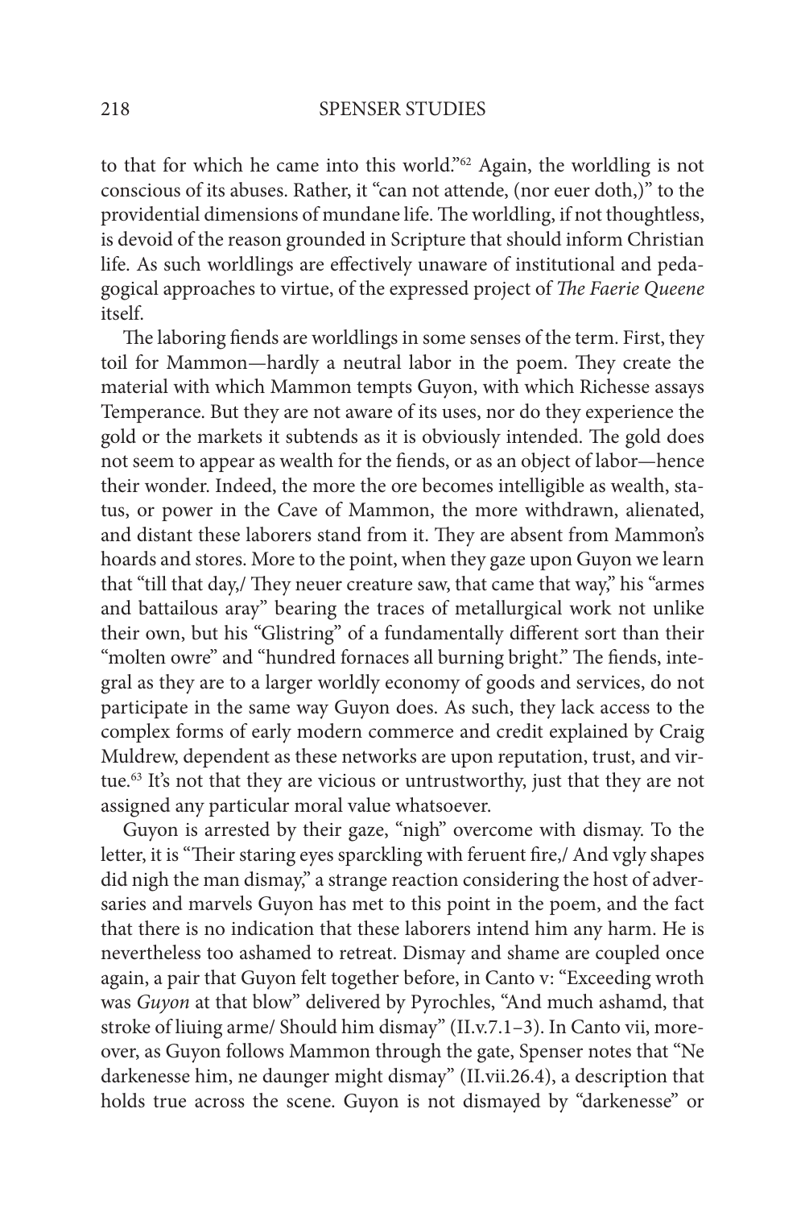to that for which he came into this world."[62] Again, the worldling is not conscious of its abuses. Rather, it "can not attende, (nor euer doth,)" to the providential dimensions of mundane life. The worldling, if not thoughtless, is devoid of the reason grounded in Scripture that should inform Christian life. As such worldlings are effectively unaware of institutional and pedagogical approaches to virtue, of the expressed project of *The Faerie Queene* itself.

The laboring fiends are worldlings in some senses of the term. First, they toil for Mammon—hardly a neutral labor in the poem. They create the material with which Mammon tempts Guyon, with which Richesse assays Temperance. But they are not aware of its uses, nor do they experience the gold or the markets it subtends as it is obviously intended. The gold does not seem to appear as wealth for the fiends, or as an object of labor—hence their wonder. Indeed, the more the ore becomes intelligible as wealth, status, or power in the Cave of Mammon, the more withdrawn, alienated, and distant these laborers stand from it. They are absent from Mammon's hoards and stores. More to the point, when they gaze upon Guyon we learn that "till that day,/ They neuer creature saw, that came that way," his "armes and battailous aray" bearing the traces of metallurgical work not unlike their own, but his "Glistring" of a fundamentally different sort than their "molten owre" and "hundred fornaces all burning bright." The fiends, integral as they are to a larger worldly economy of goods and services, do not participate in the same way Guyon does. As such, they lack access to the complex forms of early modern commerce and credit explained by Craig Muldrew, dependent as these networks are upon reputation, trust, and virtue.[63] It's not that they are vicious or untrustworthy, just that they are not assigned any particular moral value whatsoever.

Guyon is arrested by their gaze, "nigh" overcome with dismay. To the letter, it is "Their staring eyes sparckling with feruent fire,/ And vgly shapes did nigh the man dismay," a strange reaction considering the host of adversaries and marvels Guyon has met to this point in the poem, and the fact that there is no indication that these laborers intend him any harm. He is nevertheless too ashamed to retreat. Dismay and shame are coupled once again, a pair that Guyon felt together before, in Canto v: "Exceeding wroth was *Guyon* at that blow" delivered by Pyrochles, "And much ashamd, that stroke of liuing arme/ Should him dismay" (II.v.7.1–3). In Canto vii, moreover, as Guyon follows Mammon through the gate, Spenser notes that "Ne darkenesse him, ne daunger might dismay" (II.vii.26.4), a description that holds true across the scene. Guyon is not dismayed by "darkenesse" or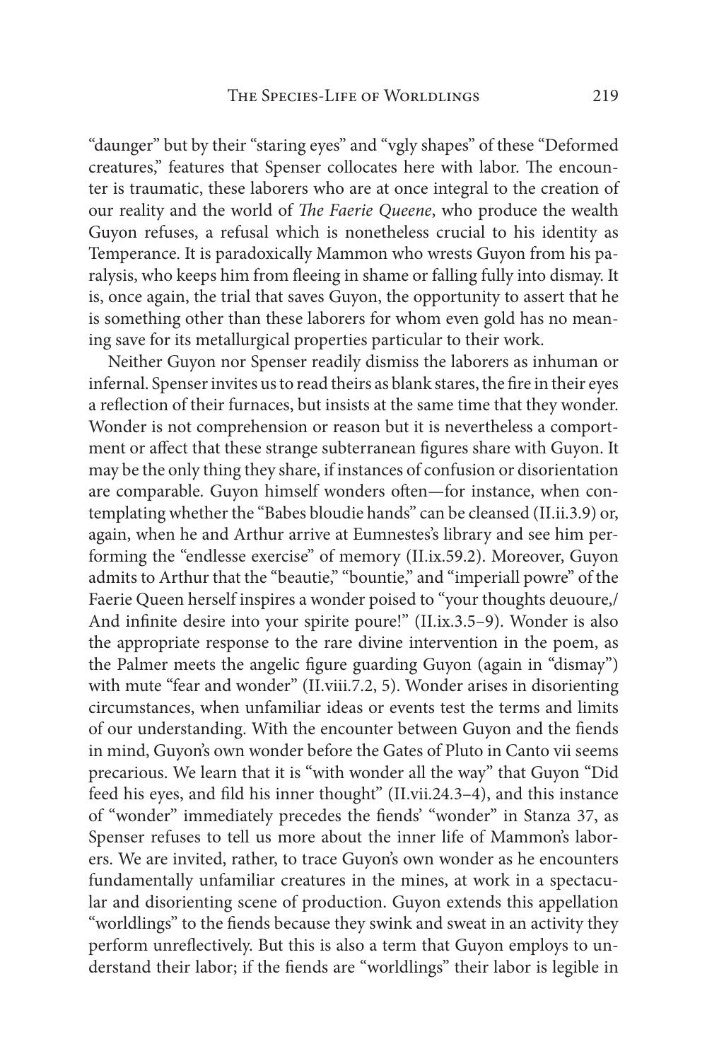"daunger" but by their "staring eyes" and "vgly shapes" of these "Deformed creatures," features that Spenser collocates here with labor. The encounter is traumatic, these laborers who are at once integral to the creation of our reality and the world of *The Faerie Queene*, who produce the wealth Guyon refuses, a refusal which is nonetheless crucial to his identity as Temperance. It is paradoxically Mammon who wrests Guyon from his paralysis, who keeps him from fleeing in shame or falling fully into dismay. It is, once again, the trial that saves Guyon, the opportunity to assert that he is something other than these laborers for whom even gold has no meaning save for its metallurgical properties particular to their work.

Neither Guyon nor Spenser readily dismiss the laborers as inhuman or infernal. Spenser invites us to read theirs as blank stares, the fire in their eyes a reflection of their furnaces, but insists at the same time that they wonder. Wonder is not comprehension or reason but it is nevertheless a comportment or affect that these strange subterranean figures share with Guyon. It may be the only thing they share, if instances of confusion or disorientation are comparable. Guyon himself wonders often—for instance, when contemplating whether the "Babes bloudie hands" can be cleansed (II.ii.3.9) or, again, when he and Arthur arrive at Eumnestes's library and see him performing the "endlesse exercise" of memory (II.ix.59.2). Moreover, Guyon admits to Arthur that the "beautie," "bountie," and "imperiall powre" of the Faerie Queen herself inspires a wonder poised to "your thoughts deuoure,/ And infinite desire into your spirite poure!" (II.ix.3.5–9). Wonder is also the appropriate response to the rare divine intervention in the poem, as the Palmer meets the angelic figure guarding Guyon (again in "dismay") with mute "fear and wonder" (II.viii.7.2, 5). Wonder arises in disorienting circumstances, when unfamiliar ideas or events test the terms and limits of our understanding. With the encounter between Guyon and the fiends in mind, Guyon's own wonder before the Gates of Pluto in Canto vii seems precarious. We learn that it is "with wonder all the way" that Guyon "Did feed his eyes, and fild his inner thought" (II.vii.24.3–4), and this instance of "wonder" immediately precedes the fiends' "wonder" in Stanza 37, as Spenser refuses to tell us more about the inner life of Mammon's laborers. We are invited, rather, to trace Guyon's own wonder as he encounters fundamentally unfamiliar creatures in the mines, at work in a spectacular and disorienting scene of production. Guyon extends this appellation "worldlings" to the fiends because they swink and sweat in an activity they perform unreflectively. But this is also a term that Guyon employs to understand their labor; if the fiends are "worldlings" their labor is legible in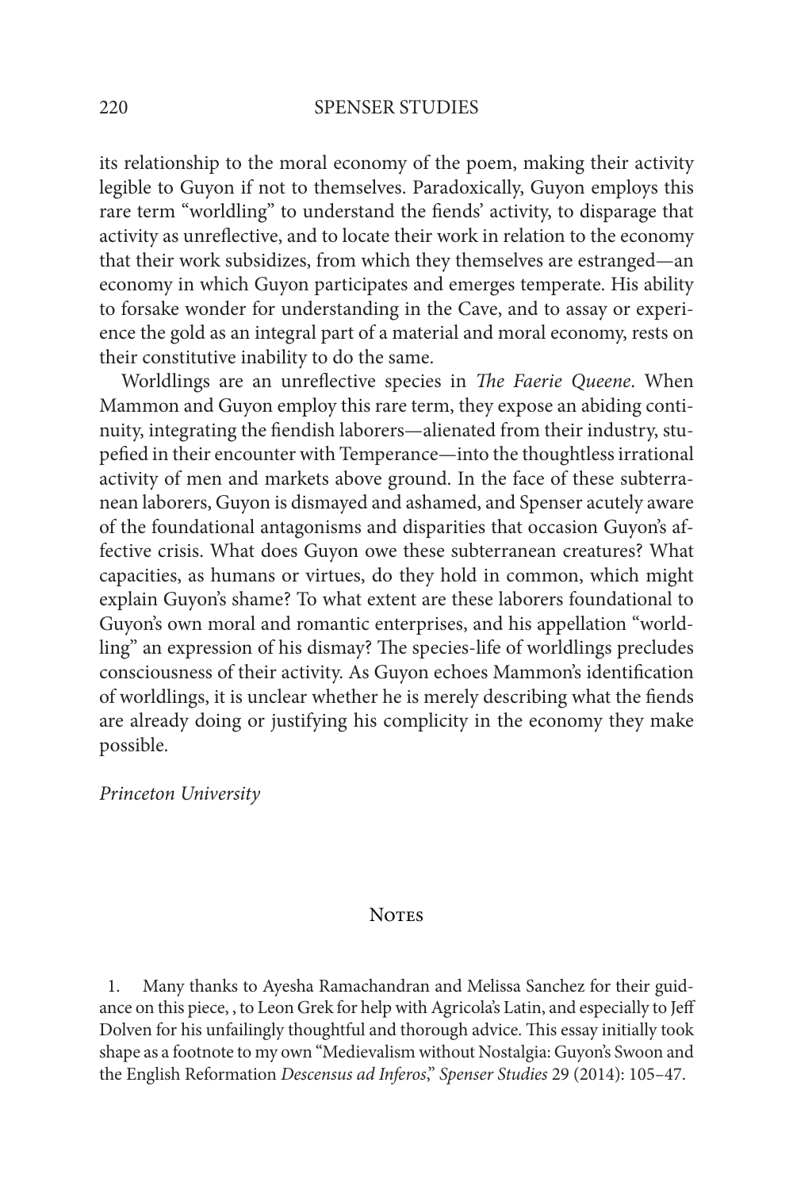its relationship to the moral economy of the poem, making their activity legible to Guyon if not to themselves. Paradoxically, Guyon employs this rare term "worldling" to understand the fiends' activity, to disparage that activity as unreflective, and to locate their work in relation to the economy that their work subsidizes, from which they themselves are estranged—an economy in which Guyon participates and emerges temperate. His ability to forsake wonder for understanding in the Cave, and to assay or experience the gold as an integral part of a material and moral economy, rests on their constitutive inability to do the same.

Worldlings are an unreflective species in *The Faerie Queene*. When Mammon and Guyon employ this rare term, they expose an abiding continuity, integrating the fiendish laborers—alienated from their industry, stupefied in their encounter with Temperance—into the thoughtless irrational activity of men and markets above ground. In the face of these subterranean laborers, Guyon is dismayed and ashamed, and Spenser acutely aware of the foundational antagonisms and disparities that occasion Guyon's affective crisis. What does Guyon owe these subterranean creatures? What capacities, as humans or virtues, do they hold in common, which might explain Guyon's shame? To what extent are these laborers foundational to Guyon's own moral and romantic enterprises, and his appellation "worldling" an expression of his dismay? The species-life of worldlings precludes consciousness of their activity. As Guyon echoes Mammon's identification of worldlings, it is unclear whether he is merely describing what the fiends are already doing or justifying his complicity in the economy they make possible.

*Princeton University*

## Notes

1. Many thanks to Ayesha Ramachandran and Melissa Sanchez for their guidance on this piece, , to Leon Grek for help with Agricola's Latin, and especially to Jeff Dolven for his unfailingly thoughtful and thorough advice. This essay initially took shape as a footnote to my own "Medievalism without Nostalgia: Guyon's Swoon and the English Reformation *Descensus ad Inferos*," *Spenser Studies* 29 (2014): 105–47.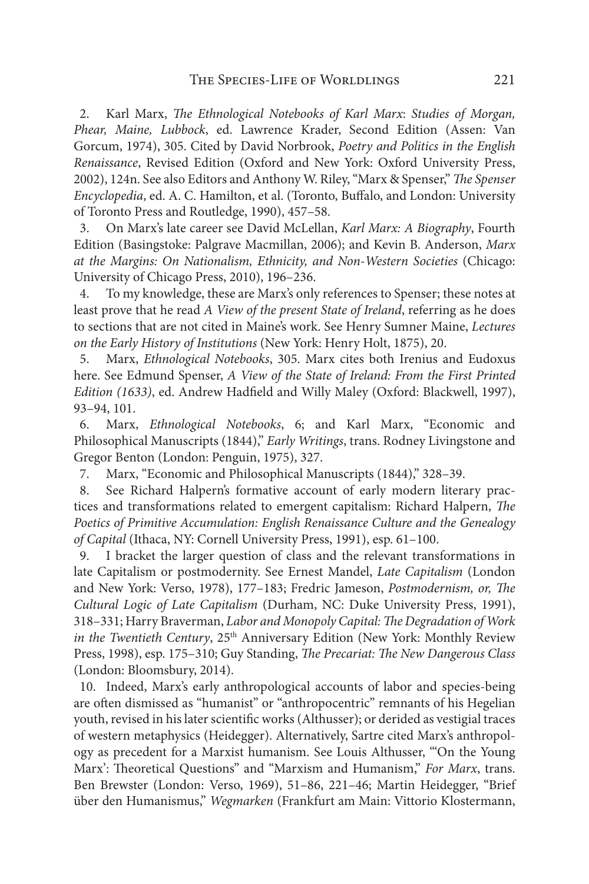2. Karl Marx, *The Ethnological Notebooks of Karl Marx*: *Studies of Morgan, Phear, Maine, Lubbock*, ed. Lawrence Krader, Second Edition (Assen: Van Gorcum, 1974), 305. Cited by David Norbrook, *Poetry and Politics in the English Renaissance*, Revised Edition (Oxford and New York: Oxford University Press, 2002), 124n. See also Editors and Anthony W. Riley, "Marx & Spenser," *The Spenser Encyclopedia*, ed. A. C. Hamilton, et al. (Toronto, Buffalo, and London: University of Toronto Press and Routledge, 1990), 457–58.

3. On Marx's late career see David McLellan, *Karl Marx: A Biography*, Fourth Edition (Basingstoke: Palgrave Macmillan, 2006); and Kevin B. Anderson, *Marx at the Margins: On Nationalism, Ethnicity, and Non-Western Societies* (Chicago: University of Chicago Press, 2010), 196–236.

4. To my knowledge, these are Marx's only references to Spenser; these notes at least prove that he read *A View of the present State of Ireland*, referring as he does to sections that are not cited in Maine's work. See Henry Sumner Maine, *Lectures on the Early History of Institutions* (New York: Henry Holt, 1875), 20.

5. Marx, *Ethnological Notebooks*, 305. Marx cites both Irenius and Eudoxus here. See Edmund Spenser, *A View of the State of Ireland: From the First Printed Edition (1633)*, ed. Andrew Hadfield and Willy Maley (Oxford: Blackwell, 1997), 93–94, 101.

6. Marx, *Ethnological Notebooks*, 6; and Karl Marx, "Economic and Philosophical Manuscripts (1844)," *Early Writings*, trans. Rodney Livingstone and Gregor Benton (London: Penguin, 1975), 327.

7. Marx, "Economic and Philosophical Manuscripts (1844)," 328–39.

8. See Richard Halpern's formative account of early modern literary practices and transformations related to emergent capitalism: Richard Halpern, *The Poetics of Primitive Accumulation: English Renaissance Culture and the Genealogy of Capital* (Ithaca, NY: Cornell University Press, 1991), esp. 61–100.

9. I bracket the larger question of class and the relevant transformations in late Capitalism or postmodernity. See Ernest Mandel, *Late Capitalism* (London and New York: Verso, 1978), 177–183; Fredric Jameson, *Postmodernism, or, The Cultural Logic of Late Capitalism* (Durham, NC: Duke University Press, 1991), 318–331; Harry Braverman, *Labor and Monopoly Capital: The Degradation of Work in the Twentieth Century*, 25th Anniversary Edition (New York: Monthly Review Press, 1998), esp. 175–310; Guy Standing, *The Precariat: The New Dangerous Class* (London: Bloomsbury, 2014).

10. Indeed, Marx's early anthropological accounts of labor and species-being are often dismissed as "humanist" or "anthropocentric" remnants of his Hegelian youth, revised in his later scientific works (Althusser); or derided as vestigial traces of western metaphysics (Heidegger). Alternatively, Sartre cited Marx's anthropology as precedent for a Marxist humanism. See Louis Althusser, "'On the Young Marx': Theoretical Questions" and "Marxism and Humanism," *For Marx*, trans. Ben Brewster (London: Verso, 1969), 51–86, 221–46; Martin Heidegger, "Brief über den Humanismus," *Wegmarken* (Frankfurt am Main: Vittorio Klostermann,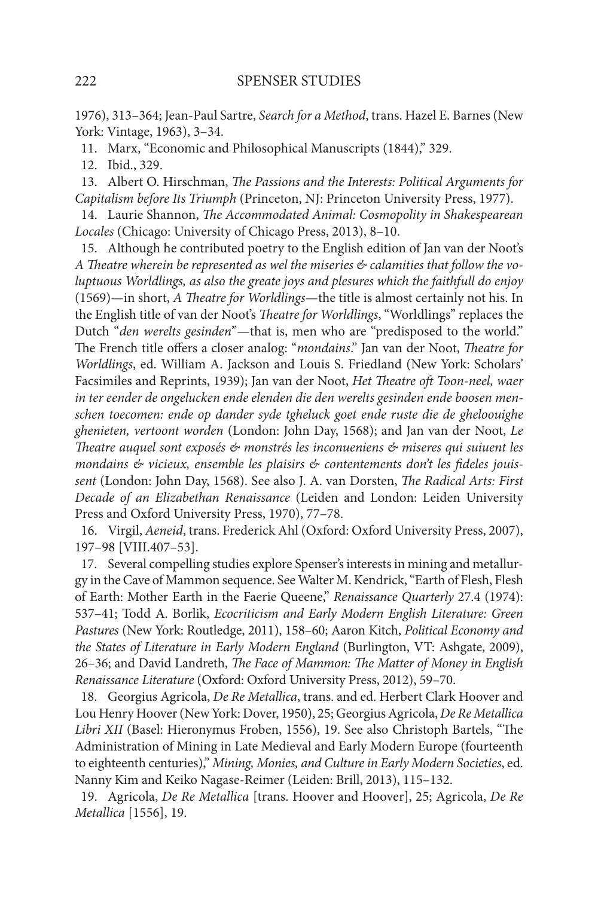1976), 313–364; Jean-Paul Sartre, *Search for a Method*, trans. Hazel E. Barnes (New York: Vintage, 1963), 3–34.

11. Marx, "Economic and Philosophical Manuscripts (1844)," 329.

12. Ibid., 329.

13. Albert O. Hirschman, *The Passions and the Interests: Political Arguments for Capitalism before Its Triumph* (Princeton, NJ: Princeton University Press, 1977).

14. Laurie Shannon, *The Accommodated Animal: Cosmopolity in Shakespearean Locales* (Chicago: University of Chicago Press, 2013), 8–10.

15. Although he contributed poetry to the English edition of Jan van der Noot's *A Theatre wherein be represented as wel the miseries & calamities that follow the voluptuous Worldlings, as also the greate joys and plesures which the faithfull do enjoy* (1569)—in short, *A Theatre for Worldlings*—the title is almost certainly not his. In the English title of van der Noot's *Theatre for Worldlings*, "Worldlings" replaces the Dutch "*den werelts gesinden*"—that is, men who are "predisposed to the world." The French title offers a closer analog: "*mondains*." Jan van der Noot, *Theatre for Worldlings*, ed. William A. Jackson and Louis S. Friedland (New York: Scholars' Facsimiles and Reprints, 1939); Jan van der Noot, *Het Theatre oft Toon-neel, waer in ter eender de ongelucken ende elenden die den werelts gesinden ende boosen menschen toecomen: ende op dander syde tgheluck goet ende ruste die de gheloouighe ghenieten, vertoont worden* (London: John Day, 1568); and Jan van der Noot, *Le Theatre auquel sont exposés & monstrés les inconueniens & miseres qui suiuent les mondains & vicieux, ensemble les plaisirs & contentements don't les fideles jouissent* (London: John Day, 1568). See also J. A. van Dorsten, *The Radical Arts: First Decade of an Elizabethan Renaissance* (Leiden and London: Leiden University Press and Oxford University Press, 1970), 77–78.

16. Virgil, *Aeneid*, trans. Frederick Ahl (Oxford: Oxford University Press, 2007), 197–98 [VIII.407–53].

17. Several compelling studies explore Spenser's interests in mining and metallurgy in the Cave of Mammon sequence. See Walter M. Kendrick, "Earth of Flesh, Flesh of Earth: Mother Earth in the Faerie Queene," *Renaissance Quarterly* 27.4 (1974): 537–41; Todd A. Borlik, *Ecocriticism and Early Modern English Literature: Green Pastures* (New York: Routledge, 2011), 158–60; Aaron Kitch, *Political Economy and the States of Literature in Early Modern England* (Burlington, VT: Ashgate, 2009), 26–36; and David Landreth, *The Face of Mammon: The Matter of Money in English Renaissance Literature* (Oxford: Oxford University Press, 2012), 59–70.

18. Georgius Agricola, *De Re Metallica*, trans. and ed. Herbert Clark Hoover and Lou Henry Hoover (New York: Dover, 1950), 25; Georgius Agricola, *De Re Metallica Libri XII* (Basel: Hieronymus Froben, 1556), 19. See also Christoph Bartels, "The Administration of Mining in Late Medieval and Early Modern Europe (fourteenth to eighteenth centuries)," *Mining, Monies, and Culture in Early Modern Societies*, ed. Nanny Kim and Keiko Nagase-Reimer (Leiden: Brill, 2013), 115–132.

19. Agricola, *De Re Metallica* [trans. Hoover and Hoover], 25; Agricola, *De Re Metallica* [1556], 19.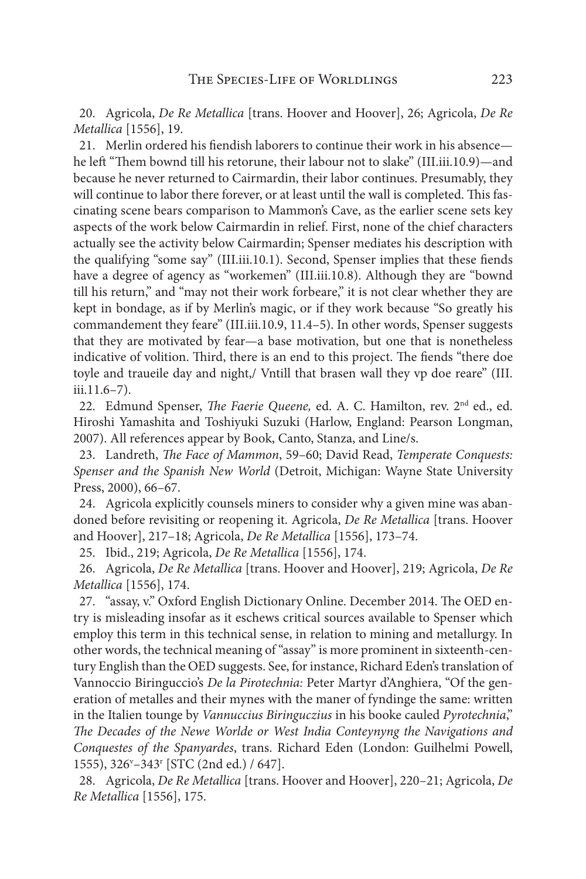20. Agricola, *De Re Metallica* [trans. Hoover and Hoover], 26; Agricola, *De Re Metallica* [1556], 19.

21. Merlin ordered his fiendish laborers to continue their work in his absence—he left "Them bownd till his retorune, their labour not to slake" (III.iii.10.9)—and because he never returned to Cairmardin, their labor continues. Presumably, they will continue to labor there forever, or at least until the wall is completed. This fascinating scene bears comparison to Mammon's Cave, as the earlier scene sets key aspects of the work below Cairmardin in relief. First, none of the chief characters actually see the activity below Cairmardin; Spenser mediates his description with the qualifying "some say" (III.iii.10.1). Second, Spenser implies that these fiends have a degree of agency as "workemen" (III.iii.10.8). Although they are "bownd till his return," and "may not their work forbeare," it is not clear whether they are kept in bondage, as if by Merlin's magic, or if they work because "So greatly his commandement they feare" (III.iii.10.9, 11.4–5). In other words, Spenser suggests that they are motivated by fear—a base motivation, but one that is nonetheless indicative of volition. Third, there is an end to this project. The fiends "there doe toyle and traueile day and night,/ Vntill that brasen wall they vp doe reare" (III.iii.11.6–7).

22. Edmund Spenser, *The Faerie Queene,* ed. A. C. Hamilton, rev. 2nd ed., ed. Hiroshi Yamashita and Toshiyuki Suzuki (Harlow, England: Pearson Longman, 2007). All references appear by Book, Canto, Stanza, and Line/s.

23. Landreth, *The Face of Mammon*, 59–60; David Read, *Temperate Conquests: Spenser and the Spanish New World* (Detroit, Michigan: Wayne State University Press, 2000), 66–67.

24. Agricola explicitly counsels miners to consider why a given mine was abandoned before revisiting or reopening it. Agricola, *De Re Metallica* [trans. Hoover and Hoover], 217–18; Agricola, *De Re Metallica* [1556], 173–74.

25. Ibid., 219; Agricola, *De Re Metallica* [1556], 174.

26. Agricola, *De Re Metallica* [trans. Hoover and Hoover], 219; Agricola, *De Re Metallica* [1556], 174.

27. "assay, v." Oxford English Dictionary Online. December 2014. The OED entry is misleading insofar as it eschews critical sources available to Spenser which employ this term in this technical sense, in relation to mining and metallurgy. In other words, the technical meaning of "assay" is more prominent in sixteenth-century English than the OED suggests. See, for instance, Richard Eden's translation of Vannoccio Biringuccio's *De la Pirotechnia:* Peter Martyr d'Anghiera, "Of the generation of metalles and their mynes with the maner of fyndinge the same: written in the Italien tounge by *Vannuccius Biringuczius* in his booke cauled *Pyrotechnia*," *The Decades of the Newe Worlde or West India Conteynyng the Navigations and Conquestes of the Spanyardes*, trans. Richard Eden (London: Guilhelmi Powell, 1555), 326v–343r [STC (2nd ed.) / 647].

28. Agricola, *De Re Metallica* [trans. Hoover and Hoover], 220–21; Agricola, *De Re Metallica* [1556], 175.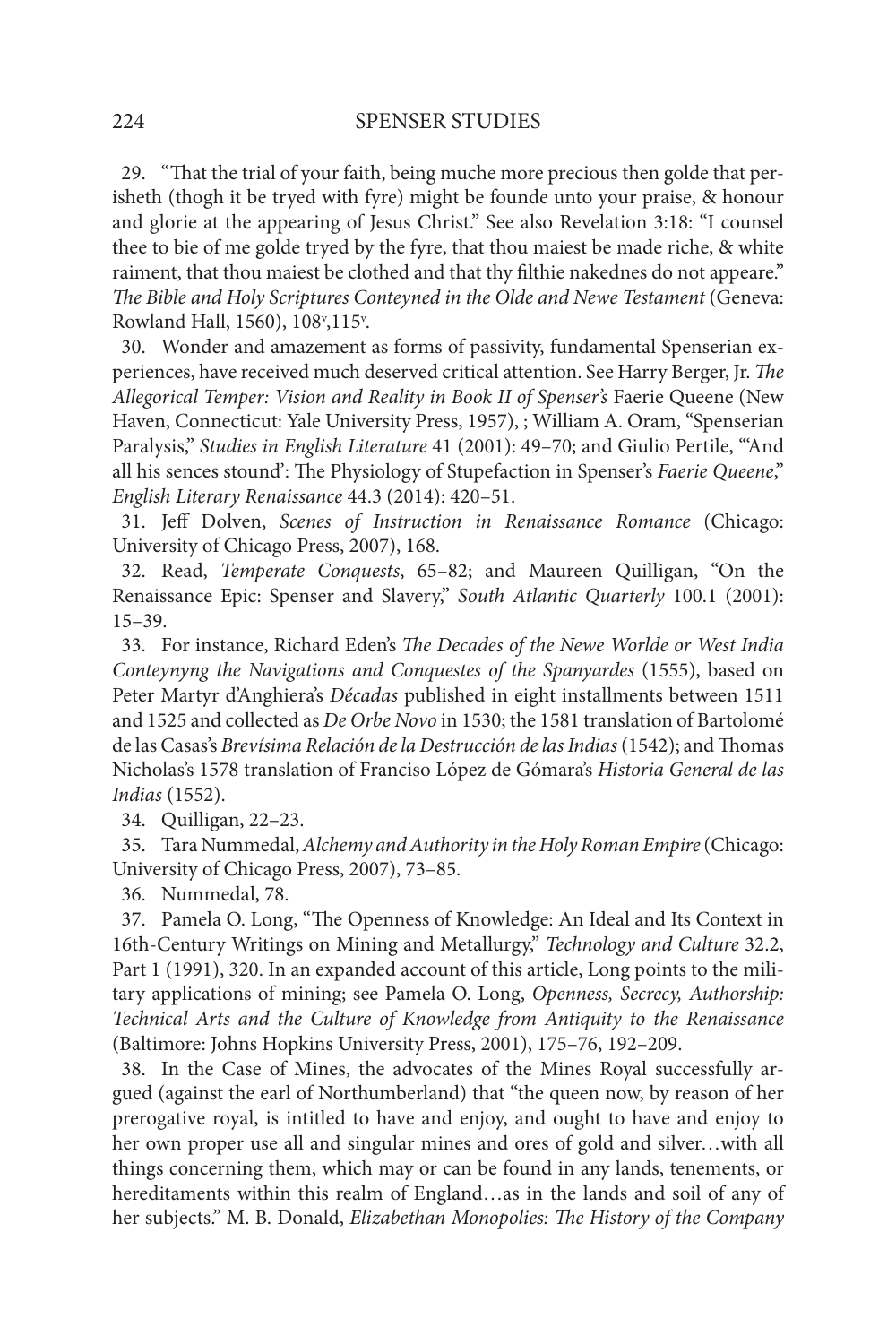29. "That the trial of your faith, being muche more precious then golde that perisheth (thogh it be tryed with fyre) might be founde unto your praise, & honour and glorie at the appearing of Jesus Christ." See also Revelation 3:18: "I counsel thee to bie of me golde tryed by the fyre, that thou maiest be made riche, & white raiment, that thou maiest be clothed and that thy filthie nakednes do not appeare." *The Bible and Holy Scriptures Conteyned in the Olde and Newe Testament* (Geneva: Rowland Hall, 1560), 108v,115v.

30. Wonder and amazement as forms of passivity, fundamental Spenserian experiences, have received much deserved critical attention. See Harry Berger, Jr. *The Allegorical Temper: Vision and Reality in Book II of Spenser's* Faerie Queene (New Haven, Connecticut: Yale University Press, 1957), ; William A. Oram, "Spenserian Paralysis," *Studies in English Literature* 41 (2001): 49–70; and Giulio Pertile, "'And all his sences stound': The Physiology of Stupefaction in Spenser's *Faerie Queene*," *English Literary Renaissance* 44.3 (2014): 420–51.

31. Jeff Dolven, *Scenes of Instruction in Renaissance Romance* (Chicago: University of Chicago Press, 2007), 168.

32. Read, *Temperate Conquests*, 65–82; and Maureen Quilligan, "On the Renaissance Epic: Spenser and Slavery," *South Atlantic Quarterly* 100.1 (2001): 15–39.

33. For instance, Richard Eden's *The Decades of the Newe Worlde or West India Conteynyng the Navigations and Conquestes of the Spanyardes* (1555), based on Peter Martyr d'Anghiera's *Décadas* published in eight installments between 1511 and 1525 and collected as *De Orbe Novo* in 1530; the 1581 translation of Bartolomé de las Casas's *Brevísima Relación de la Destrucción de las Indias* (1542); and Thomas Nicholas's 1578 translation of Franciso López de Gómara's *Historia General de las Indias* (1552).

34. Quilligan, 22–23.

35. Tara Nummedal, *Alchemy and Authority in the Holy Roman Empire* (Chicago: University of Chicago Press, 2007), 73–85.

36. Nummedal, 78.

37. Pamela O. Long, "The Openness of Knowledge: An Ideal and Its Context in 16th-Century Writings on Mining and Metallurgy," *Technology and Culture* 32.2, Part 1 (1991), 320. In an expanded account of this article, Long points to the military applications of mining; see Pamela O. Long, *Openness, Secrecy, Authorship: Technical Arts and the Culture of Knowledge from Antiquity to the Renaissance* (Baltimore: Johns Hopkins University Press, 2001), 175–76, 192–209.

38. In the Case of Mines, the advocates of the Mines Royal successfully argued (against the earl of Northumberland) that "the queen now, by reason of her prerogative royal, is intitled to have and enjoy, and ought to have and enjoy to her own proper use all and singular mines and ores of gold and silver…with all things concerning them, which may or can be found in any lands, tenements, or hereditaments within this realm of England…as in the lands and soil of any of her subjects." M. B. Donald, *Elizabethan Monopolies: The History of the Company*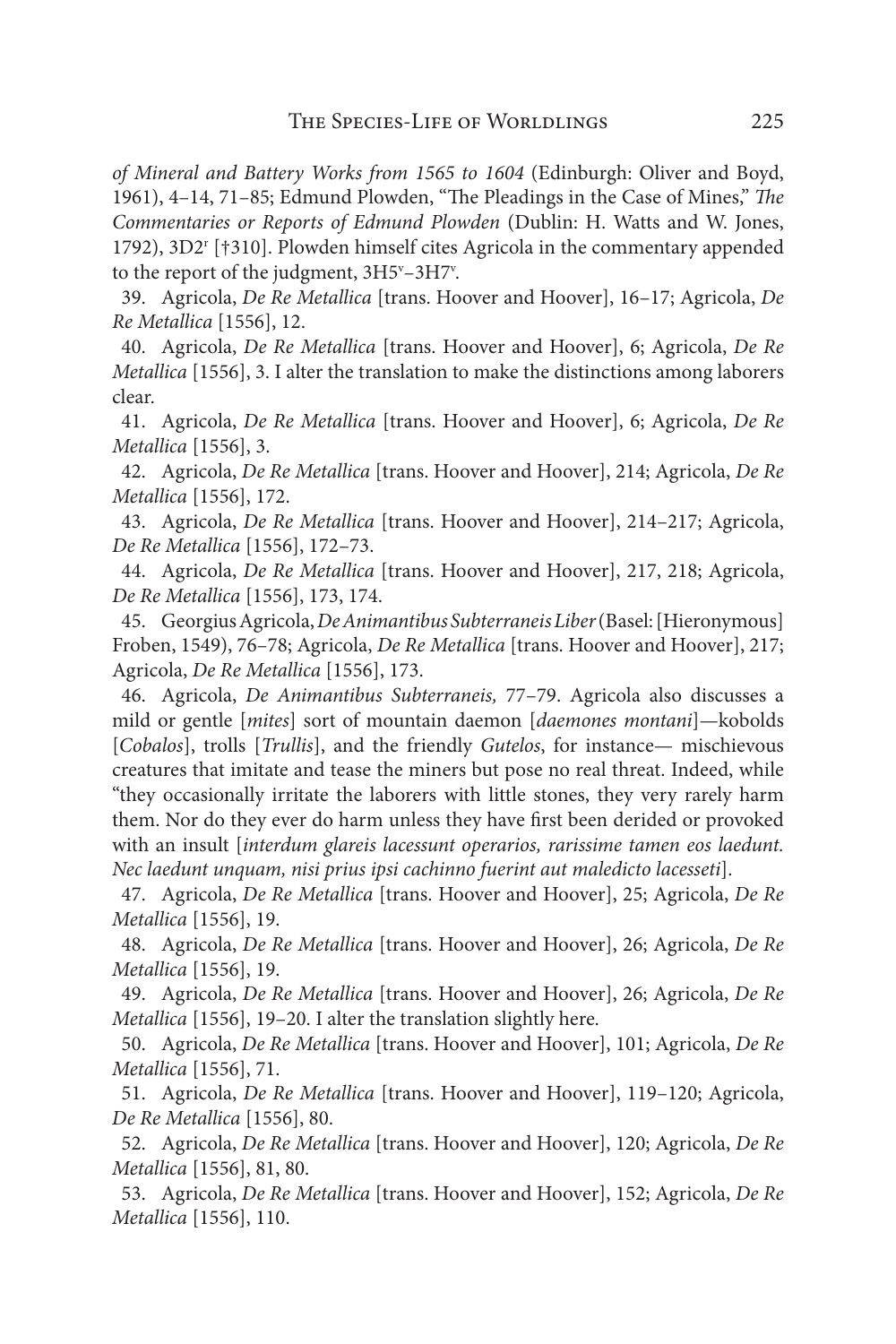*of Mineral and Battery Works from 1565 to 1604* (Edinburgh: Oliver and Boyd, 1961), 4–14, 71–85; Edmund Plowden, "The Pleadings in the Case of Mines," *The Commentaries or Reports of Edmund Plowden* (Dublin: H. Watts and W. Jones, 1792), 3D2r [†310]. Plowden himself cites Agricola in the commentary appended to the report of the judgment, 3H5v–3H7v.

39. Agricola, *De Re Metallica* [trans. Hoover and Hoover], 16–17; Agricola, *De Re Metallica* [1556], 12.

40. Agricola, *De Re Metallica* [trans. Hoover and Hoover], 6; Agricola, *De Re Metallica* [1556], 3. I alter the translation to make the distinctions among laborers clear.

41. Agricola, *De Re Metallica* [trans. Hoover and Hoover], 6; Agricola, *De Re Metallica* [1556], 3.

42. Agricola, *De Re Metallica* [trans. Hoover and Hoover], 214; Agricola, *De Re Metallica* [1556], 172.

43. Agricola, *De Re Metallica* [trans. Hoover and Hoover], 214–217; Agricola, *De Re Metallica* [1556], 172–73.

44. Agricola, *De Re Metallica* [trans. Hoover and Hoover], 217, 218; Agricola, *De Re Metallica* [1556], 173, 174.

45. Georgius Agricola, *De Animantibus Subterraneis Liber* (Basel: [Hieronymous] Froben, 1549), 76–78; Agricola, *De Re Metallica* [trans. Hoover and Hoover], 217; Agricola, *De Re Metallica* [1556], 173.

46. Agricola, *De Animantibus Subterraneis,* 77–79. Agricola also discusses a mild or gentle [*mites*] sort of mountain daemon [*daemones montani*]—kobolds [*Cobalos*], trolls [*Trullis*], and the friendly *Gutelos*, for instance— mischievous creatures that imitate and tease the miners but pose no real threat. Indeed, while "they occasionally irritate the laborers with little stones, they very rarely harm them. Nor do they ever do harm unless they have first been derided or provoked with an insult [*interdum glareis lacessunt operarios, rarissime tamen eos laedunt. Nec laedunt unquam, nisi prius ipsi cachinno fuerint aut maledicto lacesseti*].

47. Agricola, *De Re Metallica* [trans. Hoover and Hoover], 25; Agricola, *De Re Metallica* [1556], 19.

48. Agricola, *De Re Metallica* [trans. Hoover and Hoover], 26; Agricola, *De Re Metallica* [1556], 19.

49. Agricola, *De Re Metallica* [trans. Hoover and Hoover], 26; Agricola, *De Re Metallica* [1556], 19–20. I alter the translation slightly here.

50. Agricola, *De Re Metallica* [trans. Hoover and Hoover], 101; Agricola, *De Re Metallica* [1556], 71.

51. Agricola, *De Re Metallica* [trans. Hoover and Hoover], 119–120; Agricola, *De Re Metallica* [1556], 80.

52. Agricola, *De Re Metallica* [trans. Hoover and Hoover], 120; Agricola, *De Re Metallica* [1556], 81, 80.

53. Agricola, *De Re Metallica* [trans. Hoover and Hoover], 152; Agricola, *De Re Metallica* [1556], 110.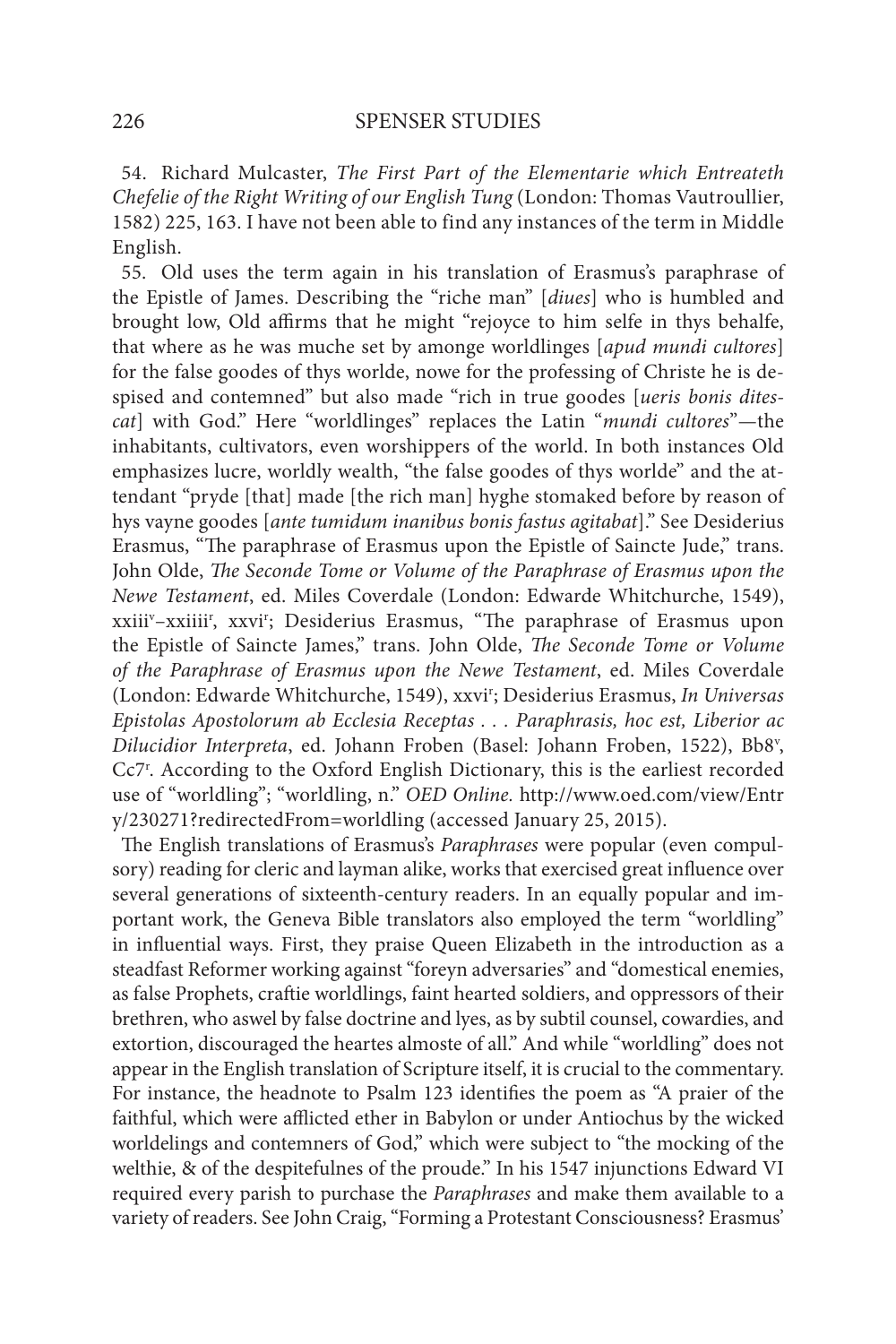54. Richard Mulcaster, *The First Part of the Elementarie which Entreateth Chefelie of the Right Writing of our English Tung* (London: Thomas Vautroullier, 1582) 225, 163. I have not been able to find any instances of the term in Middle English.

55. Old uses the term again in his translation of Erasmus's paraphrase of the Epistle of James. Describing the "riche man" [*diues*] who is humbled and brought low, Old affirms that he might "rejoyce to him selfe in thys behalfe, that where as he was muche set by amonge worldlinges [*apud mundi cultores*] for the false goodes of thys worlde, nowe for the professing of Christe he is despised and contemned" but also made "rich in true goodes [*ueris bonis ditescat*] with God." Here "worldlinges" replaces the Latin "*mundi cultores*"—the inhabitants, cultivators, even worshippers of the world. In both instances Old emphasizes lucre, worldly wealth, "the false goodes of thys worlde" and the attendant "pryde [that] made [the rich man] hyghe stomaked before by reason of hys vayne goodes [*ante tumidum inanibus bonis fastus agitabat*]." See Desiderius Erasmus, "The paraphrase of Erasmus upon the Epistle of Saincte Jude," trans. John Olde, *The Seconde Tome or Volume of the Paraphrase of Erasmus upon the Newe Testament*, ed. Miles Coverdale (London: Edwarde Whitchurche, 1549), xxiii[v]–xxiiii[r], xxvi[r]; Desiderius Erasmus, "The paraphrase of Erasmus upon the Epistle of Saincte James," trans. John Olde, *The Seconde Tome or Volume of the Paraphrase of Erasmus upon the Newe Testament*, ed. Miles Coverdale (London: Edwarde Whitchurche, 1549), xxvi[r]; Desiderius Erasmus, *In Universas Epistolas Apostolorum ab Ecclesia Receptas . . . Paraphrasis, hoc est, Liberior ac Dilucidior Interpreta*, ed. Johann Froben (Basel: Johann Froben, 1522), Bb8[v], Cc7[r]. According to the Oxford English Dictionary, this is the earliest recorded use of "worldling"; "worldling, n." *OED Online.* http://www.oed.com/view/Entry/230271?redirectedFrom=worldling (accessed January 25, 2015).

The English translations of Erasmus's *Paraphrases* were popular (even compulsory) reading for cleric and layman alike, works that exercised great influence over several generations of sixteenth-century readers. In an equally popular and important work, the Geneva Bible translators also employed the term "worldling" in influential ways. First, they praise Queen Elizabeth in the introduction as a steadfast Reformer working against "foreyn adversaries" and "domestical enemies, as false Prophets, craftie worldlings, faint hearted soldiers, and oppressors of their brethren, who aswel by false doctrine and lyes, as by subtil counsel, cowardies, and extortion, discouraged the heartes almoste of all." And while "worldling" does not appear in the English translation of Scripture itself, it is crucial to the commentary. For instance, the headnote to Psalm 123 identifies the poem as "A praier of the faithful, which were afflicted ether in Babylon or under Antiochus by the wicked worldelings and contemners of God," which were subject to "the mocking of the welthie, & of the despitefulnes of the proude." In his 1547 injunctions Edward VI required every parish to purchase the *Paraphrases* and make them available to a variety of readers. See John Craig, "Forming a Protestant Consciousness? Erasmus'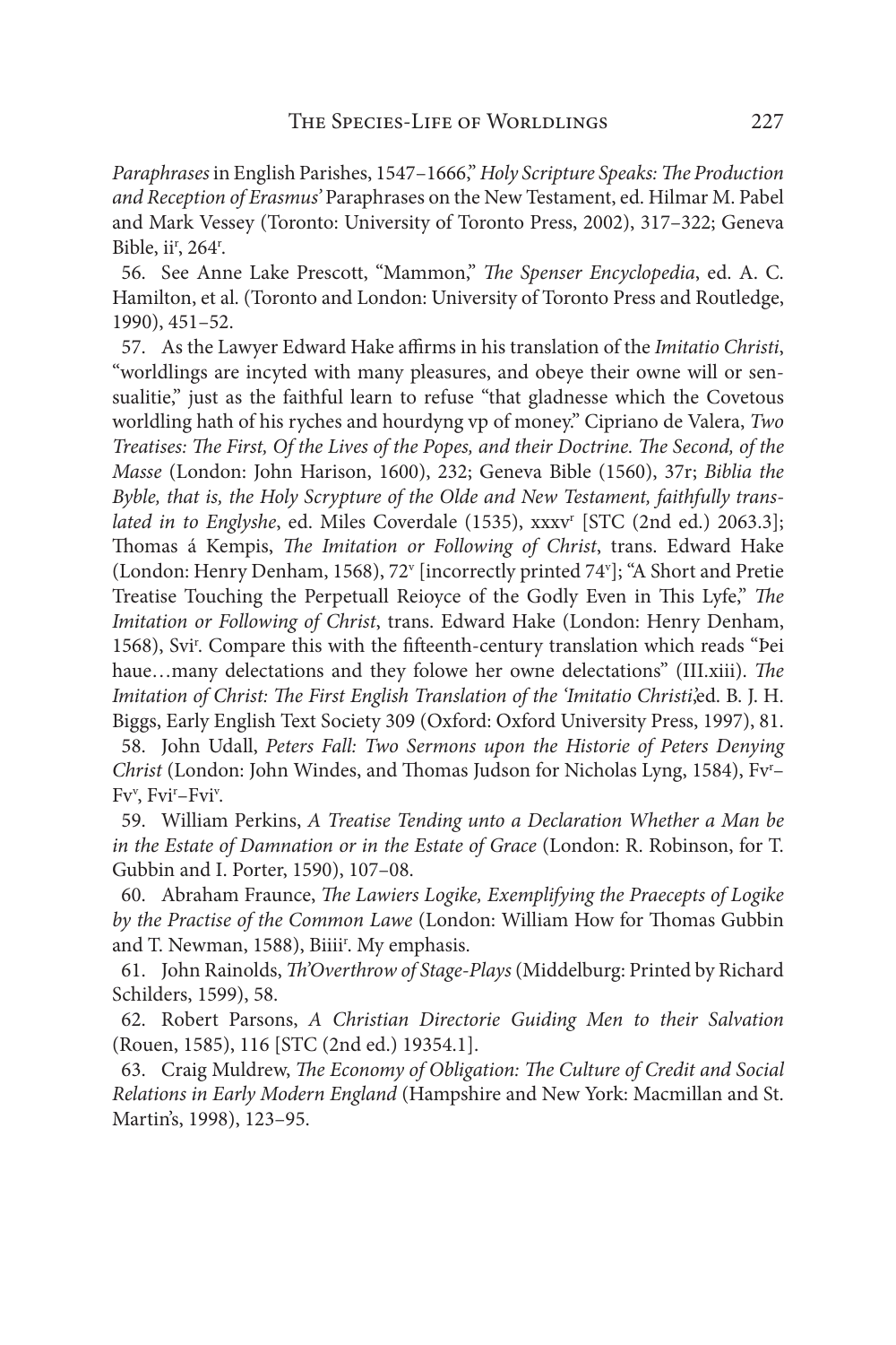*Paraphrases* in English Parishes, 1547–1666," *Holy Scripture Speaks: The Production and Reception of Erasmus'* Paraphrases on the New Testament, ed. Hilmar M. Pabel and Mark Vessey (Toronto: University of Toronto Press, 2002), 317–322; Geneva Bible, ii[r], 264[r].

56. See Anne Lake Prescott, "Mammon," *The Spenser Encyclopedia*, ed. A. C. Hamilton, et al. (Toronto and London: University of Toronto Press and Routledge, 1990), 451–52.

57. As the Lawyer Edward Hake affirms in his translation of the *Imitatio Christi*, "worldlings are incyted with many pleasures, and obeye their owne will or sensualitie," just as the faithful learn to refuse "that gladnesse which the Covetous worldling hath of his ryches and hourdyng vp of money." Cipriano de Valera, *Two Treatises: The First, Of the Lives of the Popes, and their Doctrine. The Second, of the Masse* (London: John Harison, 1600), 232; Geneva Bible (1560), 37r; *Biblia the Byble, that is, the Holy Scrypture of the Olde and New Testament, faithfully translated in to Englyshe*, ed. Miles Coverdale (1535), xxxv[r] [STC (2nd ed.) 2063.3]; Thomas á Kempis, *The Imitation or Following of Christ*, trans. Edward Hake (London: Henry Denham, 1568), 72[v] [incorrectly printed 74[v]]; "A Short and Pretie Treatise Touching the Perpetuall Reioyce of the Godly Even in This Lyfe," *The Imitation or Following of Christ*, trans. Edward Hake (London: Henry Denham, 1568), Svi[r]. Compare this with the fifteenth-century translation which reads "Þei haue…many delectations and they folowe her owne delectations" (III.xiii). *The Imitation of Christ: The First English Translation of the 'Imitatio Christi,'* ed. B. J. H. Biggs, Early English Text Society 309 (Oxford: Oxford University Press, 1997), 81.

58. John Udall, *Peters Fall: Two Sermons upon the Historie of Peters Denying Christ* (London: John Windes, and Thomas Judson for Nicholas Lyng, 1584), Fv[r]–Fv[v], Fvi[r]–Fvi[v].

59. William Perkins, *A Treatise Tending unto a Declaration Whether a Man be in the Estate of Damnation or in the Estate of Grace* (London: R. Robinson, for T. Gubbin and I. Porter, 1590), 107–08.

60. Abraham Fraunce, *The Lawiers Logike, Exemplifying the Praecepts of Logike by the Practise of the Common Lawe* (London: William How for Thomas Gubbin and T. Newman, 1588), Biiii[r]. My emphasis.

61. John Rainolds, *Th'Overthrow of Stage-Plays* (Middelburg: Printed by Richard Schilders, 1599), 58.

62. Robert Parsons, *A Christian Directorie Guiding Men to their Salvation* (Rouen, 1585), 116 [STC (2nd ed.) 19354.1].

63. Craig Muldrew, *The Economy of Obligation: The Culture of Credit and Social Relations in Early Modern England* (Hampshire and New York: Macmillan and St. Martin's, 1998), 123–95.